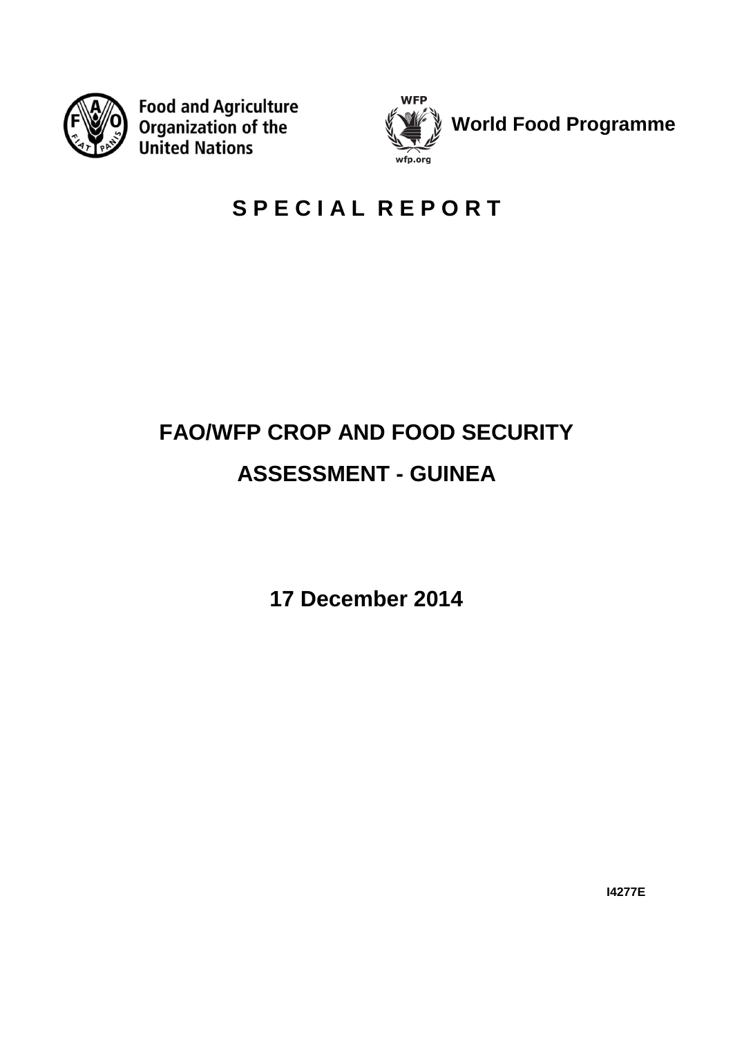Food and Agriculture Organization of the United Nations

World Food Programme

# S P E C I A L   R E P O R T

# FAO/WFP CROP AND FOOD SECURITY ASSESSMENT - GUINEA

**17 December 2014**

**I4277E**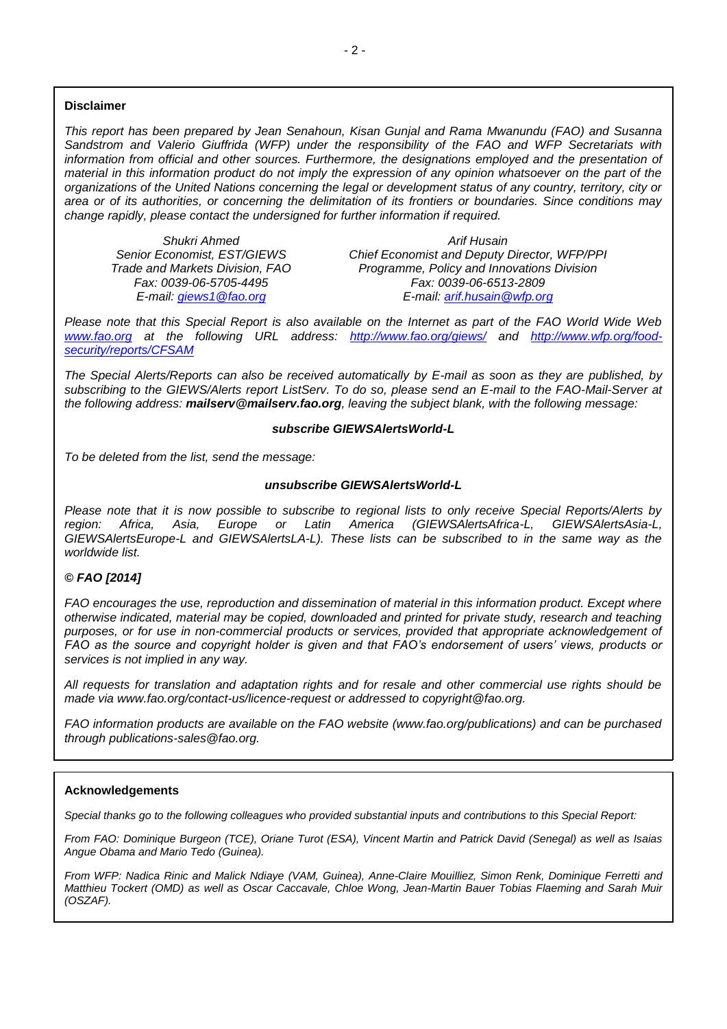## Disclaimer

*This report has been prepared by Jean Senahoun, Kisan Gunjal and Rama Mwanundu (FAO) and Susanna Sandstrom and Valerio Giuffrida (WFP) under the responsibility of the FAO and WFP Secretariats with information from official and other sources. Furthermore, the designations employed and the presentation of material in this information product do not imply the expression of any opinion whatsoever on the part of the organizations of the United Nations concerning the legal or development status of any country, territory, city or area or of its authorities, or concerning the delimitation of its frontiers or boundaries. Since conditions may change rapidly, please contact the undersigned for further information if required.*

*Shukri Ahmed*
*Senior Economist, EST/GIEWS*
*Trade and Markets Division, FAO*
*Fax: 0039-06-5705-4495*
*E-mail: giews1@fao.org*

*Arif Husain*
*Chief Economist and Deputy Director, WFP/PPI*
*Programme, Policy and Innovations Division*
*Fax: 0039-06-6513-2809*
*E-mail: arif.husain@wfp.org*

*Please note that this Special Report is also available on the Internet as part of the FAO World Wide Web www.fao.org at the following URL address: http://www.fao.org/giews/ and http://www.wfp.org/food-security/reports/CFSAM*

*The Special Alerts/Reports can also be received automatically by E-mail as soon as they are published, by subscribing to the GIEWS/Alerts report ListServ. To do so, please send an E-mail to the FAO-Mail-Server at the following address: **mailserv@mailserv.fao.org**, leaving the subject blank, with the following message:*

***subscribe GIEWSAlertsWorld-L***

*To be deleted from the list, send the message:*

***unsubscribe GIEWSAlertsWorld-L***

*Please note that it is now possible to subscribe to regional lists to only receive Special Reports/Alerts by region: Africa, Asia, Europe or Latin America (GIEWSAlertsAfrica-L, GIEWSAlertsAsia-L, GIEWSAlertsEurope-L and GIEWSAlertsLA-L). These lists can be subscribed to in the same way as the worldwide list.*

***© FAO [2014]***

*FAO encourages the use, reproduction and dissemination of material in this information product. Except where otherwise indicated, material may be copied, downloaded and printed for private study, research and teaching purposes, or for use in non-commercial products or services, provided that appropriate acknowledgement of FAO as the source and copyright holder is given and that FAO's endorsement of users' views, products or services is not implied in any way.*

*All requests for translation and adaptation rights and for resale and other commercial use rights should be made via www.fao.org/contact-us/licence-request or addressed to copyright@fao.org.*

*FAO information products are available on the FAO website (www.fao.org/publications) and can be purchased through publications-sales@fao.org.*

## Acknowledgements

*Special thanks go to the following colleagues who provided substantial inputs and contributions to this Special Report:*

*From FAO: Dominique Burgeon (TCE), Oriane Turot (ESA), Vincent Martin and Patrick David (Senegal) as well as Isaias Angue Obama and Mario Tedo (Guinea).*

*From WFP: Nadica Rinic and Malick Ndiaye (VAM, Guinea), Anne-Claire Mouilliez, Simon Renk, Dominique Ferretti and Matthieu Tockert (OMD) as well as Oscar Caccavale, Chloe Wong, Jean-Martin Bauer Tobias Flaeming and Sarah Muir (OSZAF).*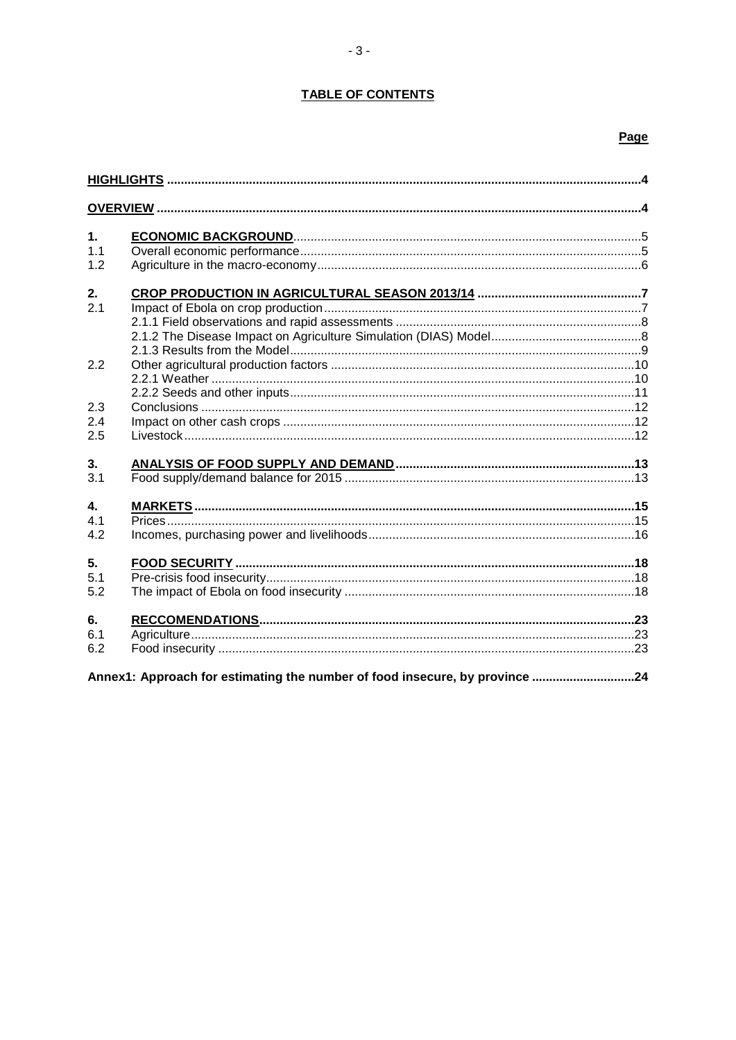**TABLE OF CONTENTS**

| | | Page |
|---|---|---|
| **HIGHLIGHTS** | | **4** |
| **OVERVIEW** | | **4** |
| **1.** | **ECONOMIC BACKGROUND** | 5 |
| 1.1 | Overall economic performance | 5 |
| 1.2 | Agriculture in the macro-economy | 6 |
| **2.** | **CROP PRODUCTION IN AGRICULTURAL SEASON 2013/14** | **7** |
| 2.1 | Impact of Ebola on crop production | 7 |
| | 2.1.1 Field observations and rapid assessments | 8 |
| | 2.1.2 The Disease Impact on Agriculture Simulation (DIAS) Model | 8 |
| | 2.1.3 Results from the Model | 9 |
| 2.2 | Other agricultural production factors | 10 |
| | 2.2.1 Weather | 10 |
| | 2.2.2 Seeds and other inputs | 11 |
| 2.3 | Conclusions | 12 |
| 2.4 | Impact on other cash crops | 12 |
| 2.5 | Livestock | 12 |
| **3.** | **ANALYSIS OF FOOD SUPPLY AND DEMAND** | **13** |
| 3.1 | Food supply/demand balance for 2015 | 13 |
| **4.** | **MARKETS** | **15** |
| 4.1 | Prices | 15 |
| 4.2 | Incomes, purchasing power and livelihoods | 16 |
| **5.** | **FOOD SECURITY** | **18** |
| 5.1 | Pre-crisis food insecurity | 18 |
| 5.2 | The impact of Ebola on food insecurity | 18 |
| **6.** | **RECCOMENDATIONS** | **23** |
| 6.1 | Agriculture | 23 |
| 6.2 | Food insecurity | 23 |
| **Annex1: Approach for estimating the number of food insecure, by province** | | **24** |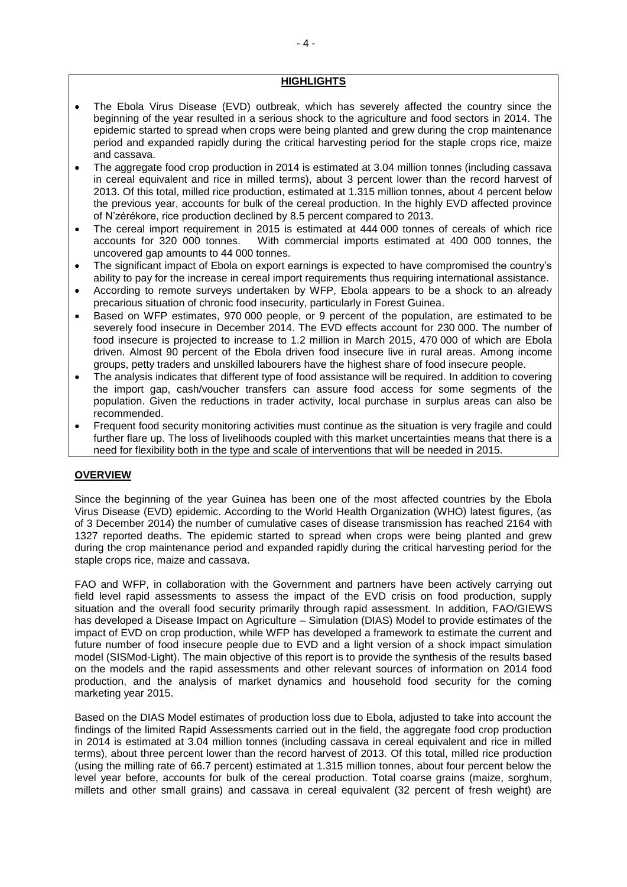## HIGHLIGHTS

- The Ebola Virus Disease (EVD) outbreak, which has severely affected the country since the beginning of the year resulted in a serious shock to the agriculture and food sectors in 2014. The epidemic started to spread when crops were being planted and grew during the crop maintenance period and expanded rapidly during the critical harvesting period for the staple crops rice, maize and cassava.
- The aggregate food crop production in 2014 is estimated at 3.04 million tonnes (including cassava in cereal equivalent and rice in milled terms), about 3 percent lower than the record harvest of 2013. Of this total, milled rice production, estimated at 1.315 million tonnes, about 4 percent below the previous year, accounts for bulk of the cereal production. In the highly EVD affected province of N'zérékore, rice production declined by 8.5 percent compared to 2013.
- The cereal import requirement in 2015 is estimated at 444 000 tonnes of cereals of which rice accounts for 320 000 tonnes. With commercial imports estimated at 400 000 tonnes, the uncovered gap amounts to 44 000 tonnes.
- The significant impact of Ebola on export earnings is expected to have compromised the country's ability to pay for the increase in cereal import requirements thus requiring international assistance.
- According to remote surveys undertaken by WFP, Ebola appears to be a shock to an already precarious situation of chronic food insecurity, particularly in Forest Guinea.
- Based on WFP estimates, 970 000 people, or 9 percent of the population, are estimated to be severely food insecure in December 2014. The EVD effects account for 230 000. The number of food insecure is projected to increase to 1.2 million in March 2015, 470 000 of which are Ebola driven. Almost 90 percent of the Ebola driven food insecure live in rural areas. Among income groups, petty traders and unskilled labourers have the highest share of food insecure people.
- The analysis indicates that different type of food assistance will be required. In addition to covering the import gap, cash/voucher transfers can assure food access for some segments of the population. Given the reductions in trader activity, local purchase in surplus areas can also be recommended.
- Frequent food security monitoring activities must continue as the situation is very fragile and could further flare up. The loss of livelihoods coupled with this market uncertainties means that there is a need for flexibility both in the type and scale of interventions that will be needed in 2015.

## OVERVIEW

Since the beginning of the year Guinea has been one of the most affected countries by the Ebola Virus Disease (EVD) epidemic. According to the World Health Organization (WHO) latest figures, (as of 3 December 2014) the number of cumulative cases of disease transmission has reached 2164 with 1327 reported deaths. The epidemic started to spread when crops were being planted and grew during the crop maintenance period and expanded rapidly during the critical harvesting period for the staple crops rice, maize and cassava.

FAO and WFP, in collaboration with the Government and partners have been actively carrying out field level rapid assessments to assess the impact of the EVD crisis on food production, supply situation and the overall food security primarily through rapid assessment. In addition, FAO/GIEWS has developed a Disease Impact on Agriculture – Simulation (DIAS) Model to provide estimates of the impact of EVD on crop production, while WFP has developed a framework to estimate the current and future number of food insecure people due to EVD and a light version of a shock impact simulation model (SISMod-Light). The main objective of this report is to provide the synthesis of the results based on the models and the rapid assessments and other relevant sources of information on 2014 food production, and the analysis of market dynamics and household food security for the coming marketing year 2015.

Based on the DIAS Model estimates of production loss due to Ebola, adjusted to take into account the findings of the limited Rapid Assessments carried out in the field, the aggregate food crop production in 2014 is estimated at 3.04 million tonnes (including cassava in cereal equivalent and rice in milled terms), about three percent lower than the record harvest of 2013. Of this total, milled rice production (using the milling rate of 66.7 percent) estimated at 1.315 million tonnes, about four percent below the level year before, accounts for bulk of the cereal production. Total coarse grains (maize, sorghum, millets and other small grains) and cassava in cereal equivalent (32 percent of fresh weight) are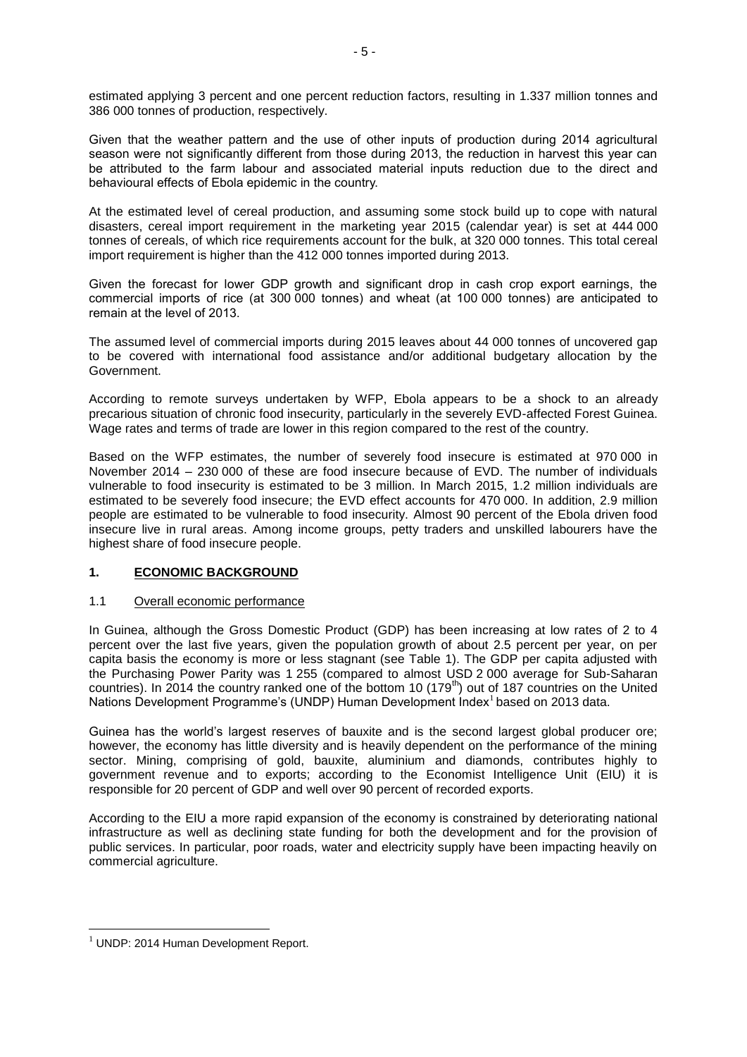estimated applying 3 percent and one percent reduction factors, resulting in 1.337 million tonnes and 386 000 tonnes of production, respectively.

Given that the weather pattern and the use of other inputs of production during 2014 agricultural season were not significantly different from those during 2013, the reduction in harvest this year can be attributed to the farm labour and associated material inputs reduction due to the direct and behavioural effects of Ebola epidemic in the country.

At the estimated level of cereal production, and assuming some stock build up to cope with natural disasters, cereal import requirement in the marketing year 2015 (calendar year) is set at 444 000 tonnes of cereals, of which rice requirements account for the bulk, at 320 000 tonnes. This total cereal import requirement is higher than the 412 000 tonnes imported during 2013.

Given the forecast for lower GDP growth and significant drop in cash crop export earnings, the commercial imports of rice (at 300 000 tonnes) and wheat (at 100 000 tonnes) are anticipated to remain at the level of 2013.

The assumed level of commercial imports during 2015 leaves about 44 000 tonnes of uncovered gap to be covered with international food assistance and/or additional budgetary allocation by the Government.

According to remote surveys undertaken by WFP, Ebola appears to be a shock to an already precarious situation of chronic food insecurity, particularly in the severely EVD-affected Forest Guinea. Wage rates and terms of trade are lower in this region compared to the rest of the country.

Based on the WFP estimates, the number of severely food insecure is estimated at 970 000 in November 2014 – 230 000 of these are food insecure because of EVD. The number of individuals vulnerable to food insecurity is estimated to be 3 million. In March 2015, 1.2 million individuals are estimated to be severely food insecure; the EVD effect accounts for 470 000. In addition, 2.9 million people are estimated to be vulnerable to food insecurity. Almost 90 percent of the Ebola driven food insecure live in rural areas. Among income groups, petty traders and unskilled labourers have the highest share of food insecure people.

## 1. ECONOMIC BACKGROUND

### 1.1 Overall economic performance

In Guinea, although the Gross Domestic Product (GDP) has been increasing at low rates of 2 to 4 percent over the last five years, given the population growth of about 2.5 percent per year, on per capita basis the economy is more or less stagnant (see Table 1). The GDP per capita adjusted with the Purchasing Power Parity was 1 255 (compared to almost USD 2 000 average for Sub-Saharan countries). In 2014 the country ranked one of the bottom 10 (179th) out of 187 countries on the United Nations Development Programme's (UNDP) Human Development Index[1] based on 2013 data.

Guinea has the world's largest reserves of bauxite and is the second largest global producer ore; however, the economy has little diversity and is heavily dependent on the performance of the mining sector. Mining, comprising of gold, bauxite, aluminium and diamonds, contributes highly to government revenue and to exports; according to the Economist Intelligence Unit (EIU) it is responsible for 20 percent of GDP and well over 90 percent of recorded exports.

According to the EIU a more rapid expansion of the economy is constrained by deteriorating national infrastructure as well as declining state funding for both the development and for the provision of public services. In particular, poor roads, water and electricity supply have been impacting heavily on commercial agriculture.

[1] UNDP: 2014 Human Development Report.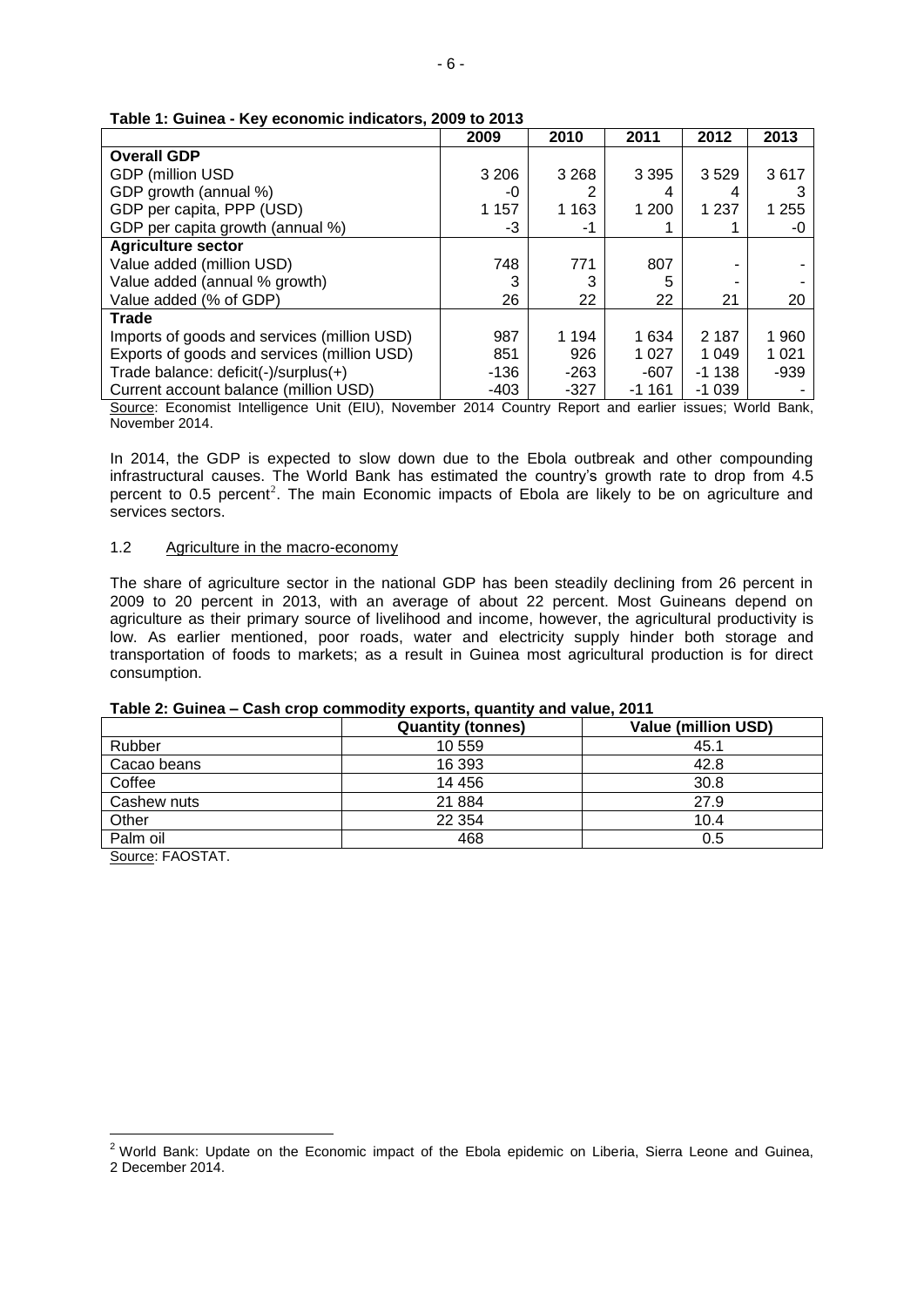**Table 1: Guinea - Key economic indicators, 2009 to 2013**

| | 2009 | 2010 | 2011 | 2012 | 2013 |
|---|---|---|---|---|---|
| **Overall GDP** | | | | | |
| GDP (million USD | 3 206 | 3 268 | 3 395 | 3 529 | 3 617 |
| GDP growth (annual %) | -0 | 2 | 4 | 4 | 3 |
| GDP per capita, PPP (USD) | 1 157 | 1 163 | 1 200 | 1 237 | 1 255 |
| GDP per capita growth (annual %) | -3 | -1 | 1 | 1 | -0 |
| **Agriculture sector** | | | | | |
| Value added (million USD) | 748 | 771 | 807 | - | - |
| Value added (annual % growth) | 3 | 3 | 5 | - | - |
| Value added (% of GDP) | 26 | 22 | 22 | 21 | 20 |
| **Trade** | | | | | |
| Imports of goods and services (million USD) | 987 | 1 194 | 1 634 | 2 187 | 1 960 |
| Exports of goods and services (million USD) | 851 | 926 | 1 027 | 1 049 | 1 021 |
| Trade balance: deficit(-)/surplus(+) | -136 | -263 | -607 | -1 138 | -939 |
| Current account balance (million USD) | -403 | -327 | -1 161 | -1 039 | - |

Source: Economist Intelligence Unit (EIU), November 2014 Country Report and earlier issues; World Bank, November 2014.

In 2014, the GDP is expected to slow down due to the Ebola outbreak and other compounding infrastructural causes. The World Bank has estimated the country's growth rate to drop from 4.5 percent to 0.5 percent[2]. The main Economic impacts of Ebola are likely to be on agriculture and services sectors.

### 1.2 Agriculture in the macro-economy

The share of agriculture sector in the national GDP has been steadily declining from 26 percent in 2009 to 20 percent in 2013, with an average of about 22 percent. Most Guineans depend on agriculture as their primary source of livelihood and income, however, the agricultural productivity is low. As earlier mentioned, poor roads, water and electricity supply hinder both storage and transportation of foods to markets; as a result in Guinea most agricultural production is for direct consumption.

**Table 2: Guinea – Cash crop commodity exports, quantity and value, 2011**

| | Quantity (tonnes) | Value (million USD) |
|---|---|---|
| Rubber | 10 559 | 45.1 |
| Cacao beans | 16 393 | 42.8 |
| Coffee | 14 456 | 30.8 |
| Cashew nuts | 21 884 | 27.9 |
| Other | 22 354 | 10.4 |
| Palm oil | 468 | 0.5 |

Source: FAOSTAT.

[2] World Bank: Update on the Economic impact of the Ebola epidemic on Liberia, Sierra Leone and Guinea, 2 December 2014.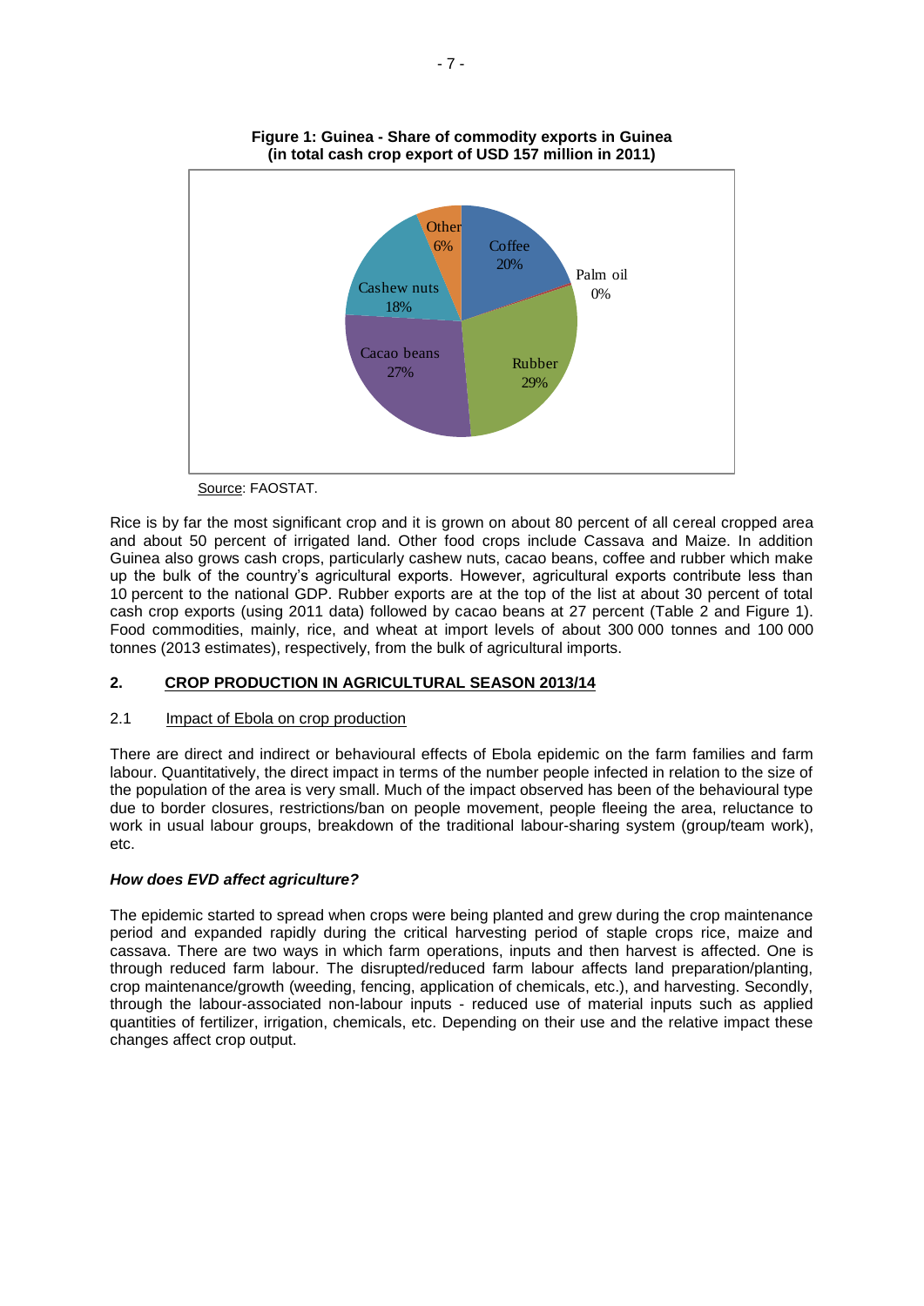**Figure 1: Guinea - Share of commodity exports in Guinea (in total cash crop export of USD 157 million in 2011)**

Source: FAOSTAT.

Rice is by far the most significant crop and it is grown on about 80 percent of all cereal cropped area and about 50 percent of irrigated land. Other food crops include Cassava and Maize. In addition Guinea also grows cash crops, particularly cashew nuts, cacao beans, coffee and rubber which make up the bulk of the country's agricultural exports. However, agricultural exports contribute less than 10 percent to the national GDP. Rubber exports are at the top of the list at about 30 percent of total cash crop exports (using 2011 data) followed by cacao beans at 27 percent (Table 2 and Figure 1). Food commodities, mainly, rice, and wheat at import levels of about 300 000 tonnes and 100 000 tonnes (2013 estimates), respectively, from the bulk of agricultural imports.

## 2. CROP PRODUCTION IN AGRICULTURAL SEASON 2013/14

### 2.1 Impact of Ebola on crop production

There are direct and indirect or behavioural effects of Ebola epidemic on the farm families and farm labour. Quantitatively, the direct impact in terms of the number people infected in relation to the size of the population of the area is very small. Much of the impact observed has been of the behavioural type due to border closures, restrictions/ban on people movement, people fleeing the area, reluctance to work in usual labour groups, breakdown of the traditional labour-sharing system (group/team work), etc.

***How does EVD affect agriculture?***

The epidemic started to spread when crops were being planted and grew during the crop maintenance period and expanded rapidly during the critical harvesting period of staple crops rice, maize and cassava. There are two ways in which farm operations, inputs and then harvest is affected. One is through reduced farm labour. The disrupted/reduced farm labour affects land preparation/planting, crop maintenance/growth (weeding, fencing, application of chemicals, etc.), and harvesting. Secondly, through the labour-associated non-labour inputs - reduced use of material inputs such as applied quantities of fertilizer, irrigation, chemicals, etc. Depending on their use and the relative impact these changes affect crop output.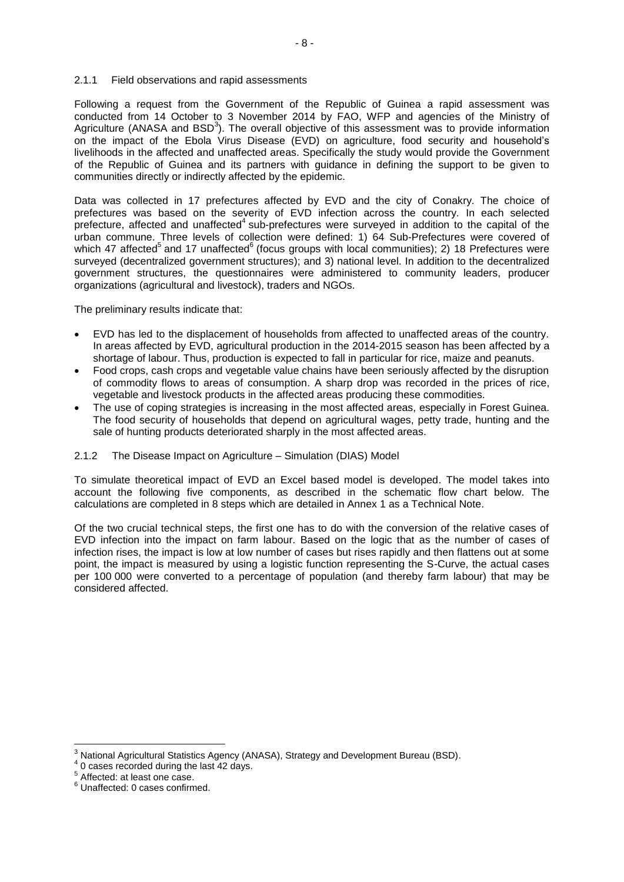### 2.1.1 Field observations and rapid assessments

Following a request from the Government of the Republic of Guinea a rapid assessment was conducted from 14 October to 3 November 2014 by FAO, WFP and agencies of the Ministry of Agriculture (ANASA and BSD[3]). The overall objective of this assessment was to provide information on the impact of the Ebola Virus Disease (EVD) on agriculture, food security and household's livelihoods in the affected and unaffected areas. Specifically the study would provide the Government of the Republic of Guinea and its partners with guidance in defining the support to be given to communities directly or indirectly affected by the epidemic.

Data was collected in 17 prefectures affected by EVD and the city of Conakry. The choice of prefectures was based on the severity of EVD infection across the country. In each selected prefecture, affected and unaffected[4] sub-prefectures were surveyed in addition to the capital of the urban commune. Three levels of collection were defined: 1) 64 Sub-Prefectures were covered of which 47 affected[5] and 17 unaffected[6] (focus groups with local communities); 2) 18 Prefectures were surveyed (decentralized government structures); and 3) national level. In addition to the decentralized government structures, the questionnaires were administered to community leaders, producer organizations (agricultural and livestock), traders and NGOs.

The preliminary results indicate that:

- EVD has led to the displacement of households from affected to unaffected areas of the country. In areas affected by EVD, agricultural production in the 2014-2015 season has been affected by a shortage of labour. Thus, production is expected to fall in particular for rice, maize and peanuts.
- Food crops, cash crops and vegetable value chains have been seriously affected by the disruption of commodity flows to areas of consumption. A sharp drop was recorded in the prices of rice, vegetable and livestock products in the affected areas producing these commodities.
- The use of coping strategies is increasing in the most affected areas, especially in Forest Guinea. The food security of households that depend on agricultural wages, petty trade, hunting and the sale of hunting products deteriorated sharply in the most affected areas.

### 2.1.2 The Disease Impact on Agriculture – Simulation (DIAS) Model

To simulate theoretical impact of EVD an Excel based model is developed. The model takes into account the following five components, as described in the schematic flow chart below. The calculations are completed in 8 steps which are detailed in Annex 1 as a Technical Note.

Of the two crucial technical steps, the first one has to do with the conversion of the relative cases of EVD infection into the impact on farm labour. Based on the logic that as the number of cases of infection rises, the impact is low at low number of cases but rises rapidly and then flattens out at some point, the impact is measured by using a logistic function representing the S-Curve, the actual cases per 100 000 were converted to a percentage of population (and thereby farm labour) that may be considered affected.

---

[3] National Agricultural Statistics Agency (ANASA), Strategy and Development Bureau (BSD).

[4] 0 cases recorded during the last 42 days.

[5] Affected: at least one case.

[6] Unaffected: 0 cases confirmed.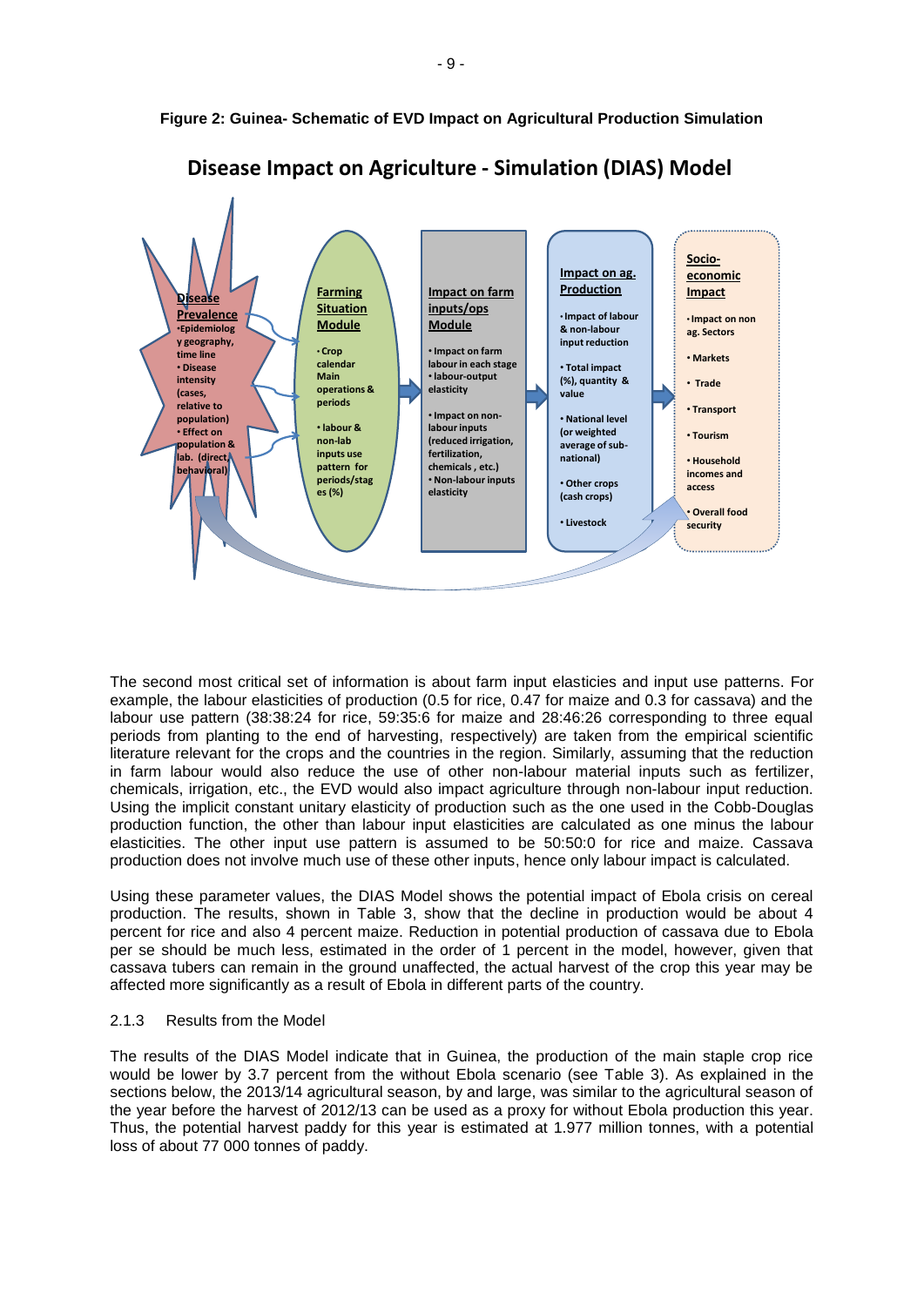**Figure 2: Guinea- Schematic of EVD Impact on Agricultural Production Simulation**

**Disease Impact on Agriculture - Simulation (DIAS) Model**

**Disease Prevalence**
- Epidemiology geography, time line
- Disease intensity (cases, relative to population)
- Effect on population & lab. (direct, behavioral)

**Farming Situation Module**
- Crop calendar Main operations & periods
- labour & non-lab inputs use pattern for periods/stages (%)

**Impact on farm inputs/ops Module**
- Impact on farm labour in each stage
- labour-output elasticity
- Impact on non-labour inputs (reduced irrigation, fertilization, chemicals, etc.)
- Non-labour inputs elasticity

**Impact on ag. Production**
- Impact of labour & non-labour input reduction
- Total impact (%), quantity & value
- National level (or weighted average of sub-national)
- Other crops (cash crops)
- Livestock

**Socio-economic Impact**
- Impact on non ag. Sectors
- Markets
- Trade
- Transport
- Tourism
- Household incomes and access
- Overall food security

The second most critical set of information is about farm input elasticies and input use patterns. For example, the labour elasticities of production (0.5 for rice, 0.47 for maize and 0.3 for cassava) and the labour use pattern (38:38:24 for rice, 59:35:6 for maize and 28:46:26 corresponding to three equal periods from planting to the end of harvesting, respectively) are taken from the empirical scientific literature relevant for the crops and the countries in the region. Similarly, assuming that the reduction in farm labour would also reduce the use of other non-labour material inputs such as fertilizer, chemicals, irrigation, etc., the EVD would also impact agriculture through non-labour input reduction. Using the implicit constant unitary elasticity of production such as the one used in the Cobb-Douglas production function, the other than labour input elasticities are calculated as one minus the labour elasticities. The other input use pattern is assumed to be 50:50:0 for rice and maize. Cassava production does not involve much use of these other inputs, hence only labour impact is calculated.

Using these parameter values, the DIAS Model shows the potential impact of Ebola crisis on cereal production. The results, shown in Table 3, show that the decline in production would be about 4 percent for rice and also 4 percent maize. Reduction in potential production of cassava due to Ebola per se should be much less, estimated in the order of 1 percent in the model, however, given that cassava tubers can remain in the ground unaffected, the actual harvest of the crop this year may be affected more significantly as a result of Ebola in different parts of the country.

### 2.1.3 Results from the Model

The results of the DIAS Model indicate that in Guinea, the production of the main staple crop rice would be lower by 3.7 percent from the without Ebola scenario (see Table 3). As explained in the sections below, the 2013/14 agricultural season, by and large, was similar to the agricultural season of the year before the harvest of 2012/13 can be used as a proxy for without Ebola production this year. Thus, the potential harvest paddy for this year is estimated at 1.977 million tonnes, with a potential loss of about 77 000 tonnes of paddy.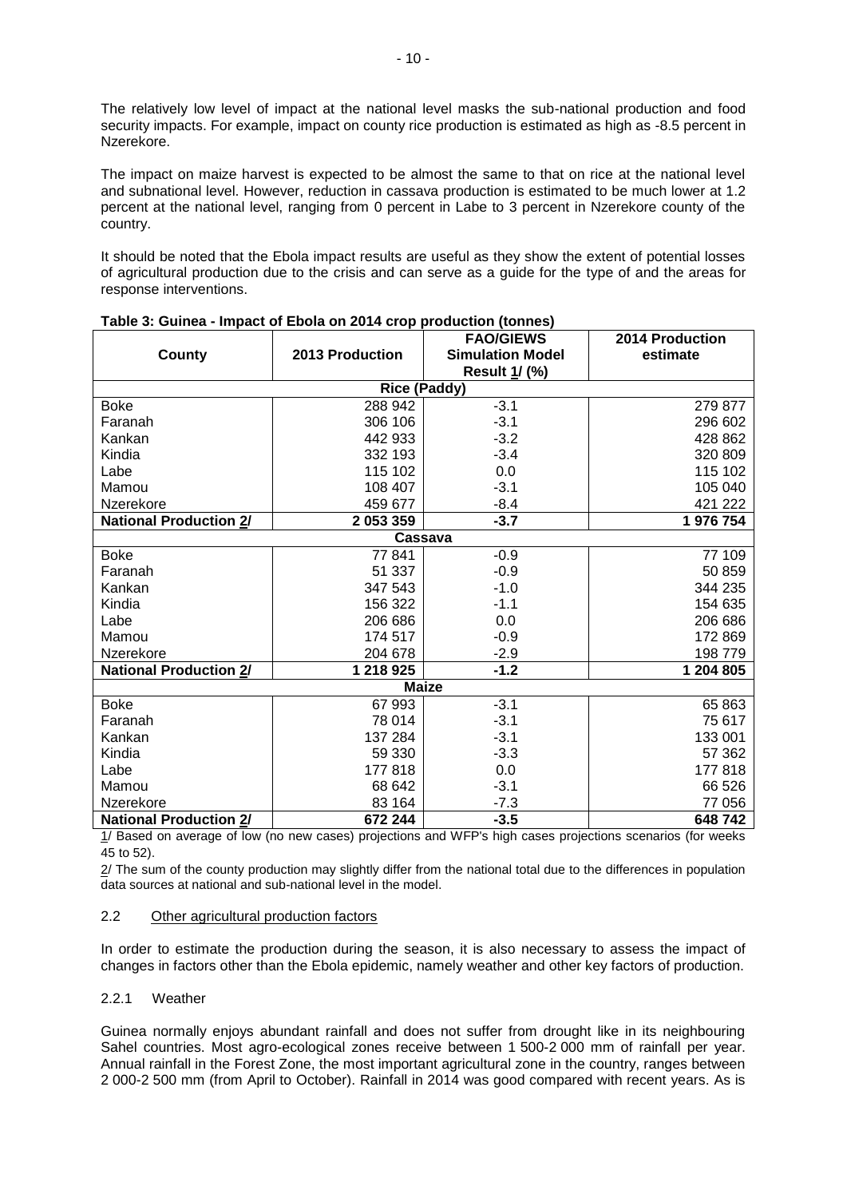The relatively low level of impact at the national level masks the sub-national production and food security impacts. For example, impact on county rice production is estimated as high as -8.5 percent in Nzerekore.

The impact on maize harvest is expected to be almost the same to that on rice at the national level and subnational level. However, reduction in cassava production is estimated to be much lower at 1.2 percent at the national level, ranging from 0 percent in Labe to 3 percent in Nzerekore county of the country.

It should be noted that the Ebola impact results are useful as they show the extent of potential losses of agricultural production due to the crisis and can serve as a guide for the type of and the areas for response interventions.

**Table 3: Guinea - Impact of Ebola on 2014 crop production (tonnes)**

| County | 2013 Production | FAO/GIEWS Simulation Model Result 1/ (%) | 2014 Production estimate |
|---|---|---|---|
| **Rice (Paddy)** | | | |
| Boke | 288 942 | -3.1 | 279 877 |
| Faranah | 306 106 | -3.1 | 296 602 |
| Kankan | 442 933 | -3.2 | 428 862 |
| Kindia | 332 193 | -3.4 | 320 809 |
| Labe | 115 102 | 0.0 | 115 102 |
| Mamou | 108 407 | -3.1 | 105 040 |
| Nzerekore | 459 677 | -8.4 | 421 222 |
| **National Production 2/** | **2 053 359** | **-3.7** | **1 976 754** |
| **Cassava** | | | |
| Boke | 77 841 | -0.9 | 77 109 |
| Faranah | 51 337 | -0.9 | 50 859 |
| Kankan | 347 543 | -1.0 | 344 235 |
| Kindia | 156 322 | -1.1 | 154 635 |
| Labe | 206 686 | 0.0 | 206 686 |
| Mamou | 174 517 | -0.9 | 172 869 |
| Nzerekore | 204 678 | -2.9 | 198 779 |
| **National Production 2/** | **1 218 925** | **-1.2** | **1 204 805** |
| **Maize** | | | |
| Boke | 67 993 | -3.1 | 65 863 |
| Faranah | 78 014 | -3.1 | 75 617 |
| Kankan | 137 284 | -3.1 | 133 001 |
| Kindia | 59 330 | -3.3 | 57 362 |
| Labe | 177 818 | 0.0 | 177 818 |
| Mamou | 68 642 | -3.1 | 66 526 |
| Nzerekore | 83 164 | -7.3 | 77 056 |
| **National Production 2/** | **672 244** | **-3.5** | **648 742** |

1/ Based on average of low (no new cases) projections and WFP's high cases projections scenarios (for weeks 45 to 52).

2/ The sum of the county production may slightly differ from the national total due to the differences in population data sources at national and sub-national level in the model.

### 2.2 Other agricultural production factors

In order to estimate the production during the season, it is also necessary to assess the impact of changes in factors other than the Ebola epidemic, namely weather and other key factors of production.

#### 2.2.1 Weather

Guinea normally enjoys abundant rainfall and does not suffer from drought like in its neighbouring Sahel countries. Most agro-ecological zones receive between 1 500-2 000 mm of rainfall per year. Annual rainfall in the Forest Zone, the most important agricultural zone in the country, ranges between 2 000-2 500 mm (from April to October). Rainfall in 2014 was good compared with recent years. As is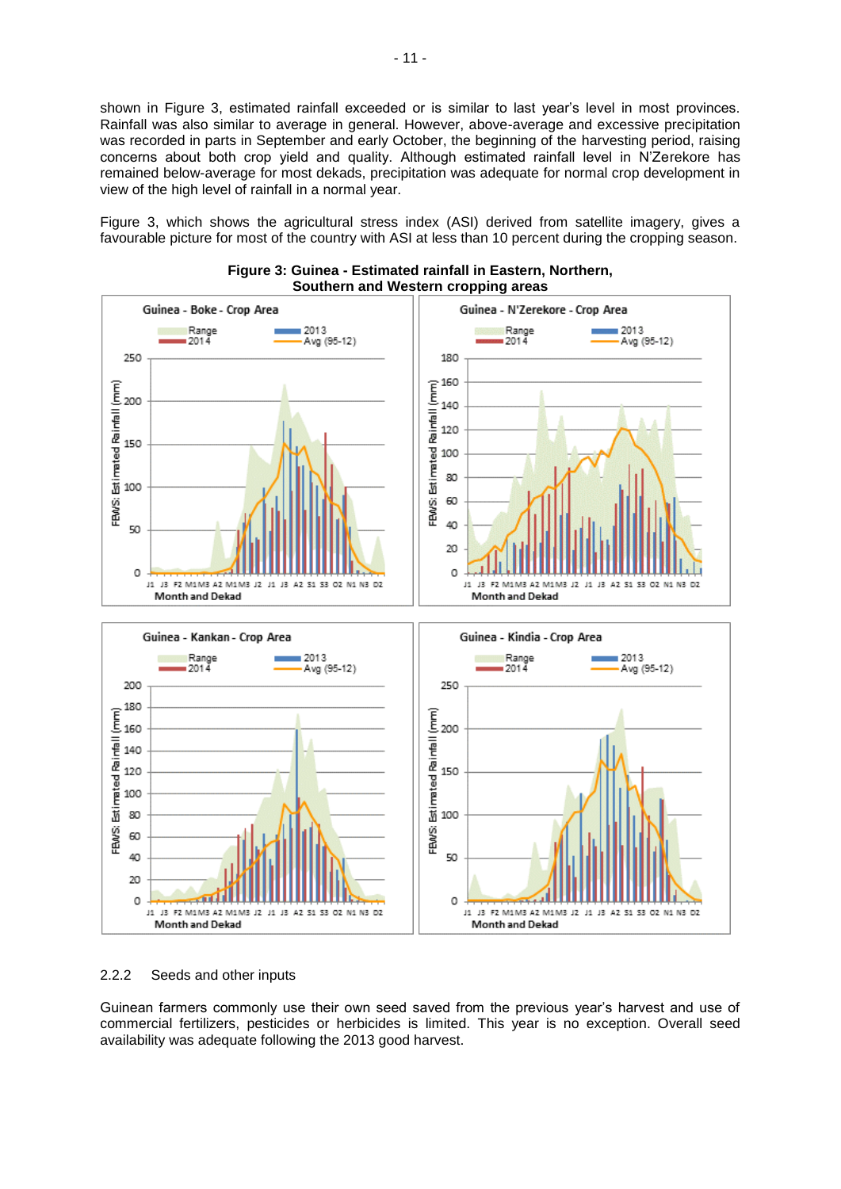shown in Figure 3, estimated rainfall exceeded or is similar to last year's level in most provinces. Rainfall was also similar to average in general. However, above-average and excessive precipitation was recorded in parts in September and early October, the beginning of the harvesting period, raising concerns about both crop yield and quality. Although estimated rainfall level in N'Zerekore has remained below-average for most dekads, precipitation was adequate for normal crop development in view of the high level of rainfall in a normal year.

Figure 3, which shows the agricultural stress index (ASI) derived from satellite imagery, gives a favourable picture for most of the country with ASI at less than 10 percent during the cropping season.

**Figure 3: Guinea - Estimated rainfall in Eastern, Northern, Southern and Western cropping areas**

### 2.2.2 Seeds and other inputs

Guinean farmers commonly use their own seed saved from the previous year's harvest and use of commercial fertilizers, pesticides or herbicides is limited. This year is no exception. Overall seed availability was adequate following the 2013 good harvest.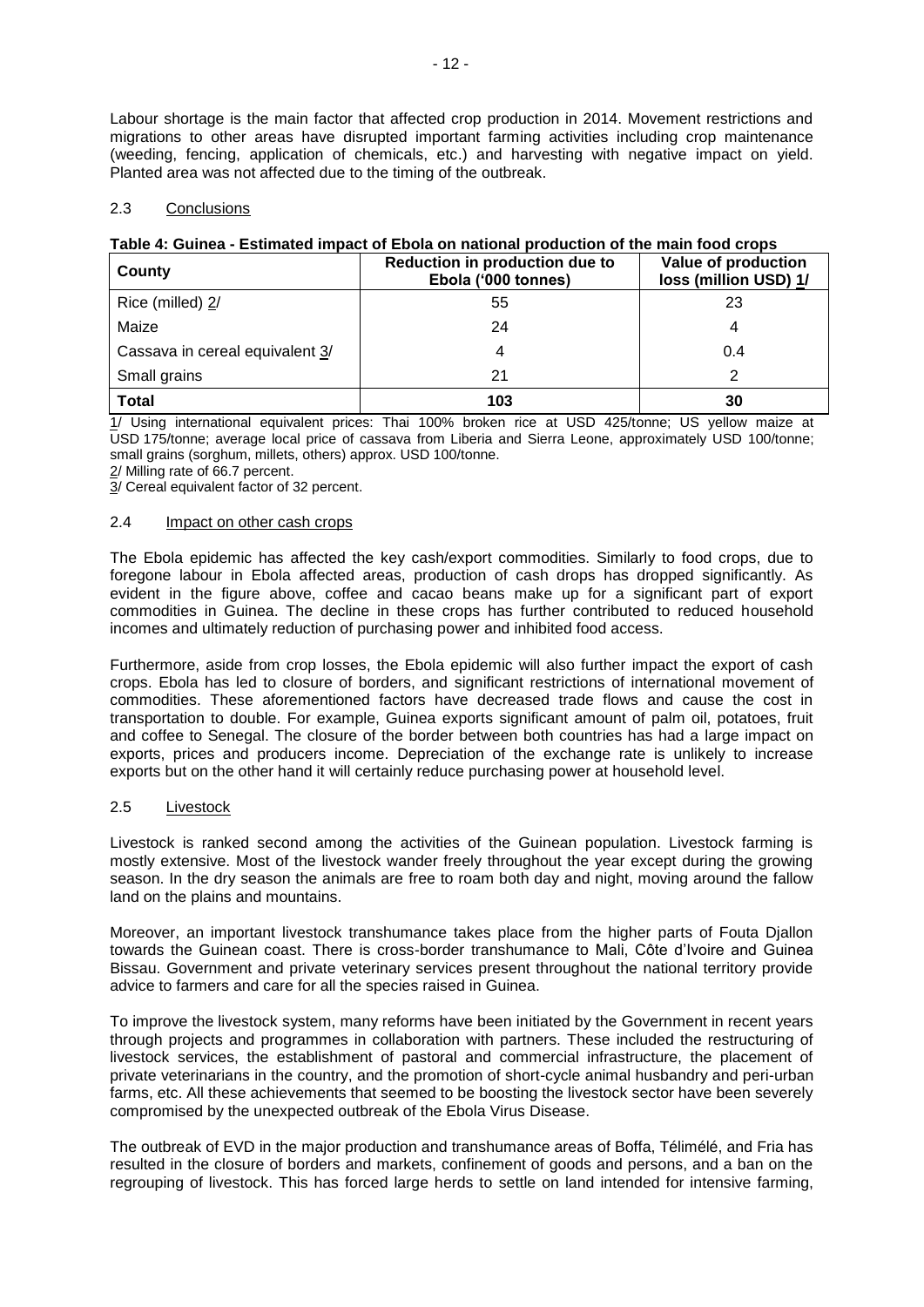Labour shortage is the main factor that affected crop production in 2014. Movement restrictions and migrations to other areas have disrupted important farming activities including crop maintenance (weeding, fencing, application of chemicals, etc.) and harvesting with negative impact on yield. Planted area was not affected due to the timing of the outbreak.

## 2.3 Conclusions

**Table 4: Guinea - Estimated impact of Ebola on national production of the main food crops**

| County | Reduction in production due to Ebola ('000 tonnes) | Value of production loss (million USD) 1/ |
|---|---|---|
| Rice (milled) 2/ | 55 | 23 |
| Maize | 24 | 4 |
| Cassava in cereal equivalent 3/ | 4 | 0.4 |
| Small grains | 21 | 2 |
| **Total** | **103** | **30** |

1/ Using international equivalent prices: Thai 100% broken rice at USD 425/tonne; US yellow maize at USD 175/tonne; average local price of cassava from Liberia and Sierra Leone, approximately USD 100/tonne; small grains (sorghum, millets, others) approx. USD 100/tonne.
2/ Milling rate of 66.7 percent.
3/ Cereal equivalent factor of 32 percent.

## 2.4 Impact on other cash crops

The Ebola epidemic has affected the key cash/export commodities. Similarly to food crops, due to foregone labour in Ebola affected areas, production of cash drops has dropped significantly. As evident in the figure above, coffee and cacao beans make up for a significant part of export commodities in Guinea. The decline in these crops has further contributed to reduced household incomes and ultimately reduction of purchasing power and inhibited food access.

Furthermore, aside from crop losses, the Ebola epidemic will also further impact the export of cash crops. Ebola has led to closure of borders, and significant restrictions of international movement of commodities. These aforementioned factors have decreased trade flows and cause the cost in transportation to double. For example, Guinea exports significant amount of palm oil, potatoes, fruit and coffee to Senegal. The closure of the border between both countries has had a large impact on exports, prices and producers income. Depreciation of the exchange rate is unlikely to increase exports but on the other hand it will certainly reduce purchasing power at household level.

## 2.5 Livestock

Livestock is ranked second among the activities of the Guinean population. Livestock farming is mostly extensive. Most of the livestock wander freely throughout the year except during the growing season. In the dry season the animals are free to roam both day and night, moving around the fallow land on the plains and mountains.

Moreover, an important livestock transhumance takes place from the higher parts of Fouta Djallon towards the Guinean coast. There is cross-border transhumance to Mali, Côte d'Ivoire and Guinea Bissau. Government and private veterinary services present throughout the national territory provide advice to farmers and care for all the species raised in Guinea.

To improve the livestock system, many reforms have been initiated by the Government in recent years through projects and programmes in collaboration with partners. These included the restructuring of livestock services, the establishment of pastoral and commercial infrastructure, the placement of private veterinarians in the country, and the promotion of short-cycle animal husbandry and peri-urban farms, etc. All these achievements that seemed to be boosting the livestock sector have been severely compromised by the unexpected outbreak of the Ebola Virus Disease.

The outbreak of EVD in the major production and transhumance areas of Boffa, Télimélé, and Fria has resulted in the closure of borders and markets, confinement of goods and persons, and a ban on the regrouping of livestock. This has forced large herds to settle on land intended for intensive farming,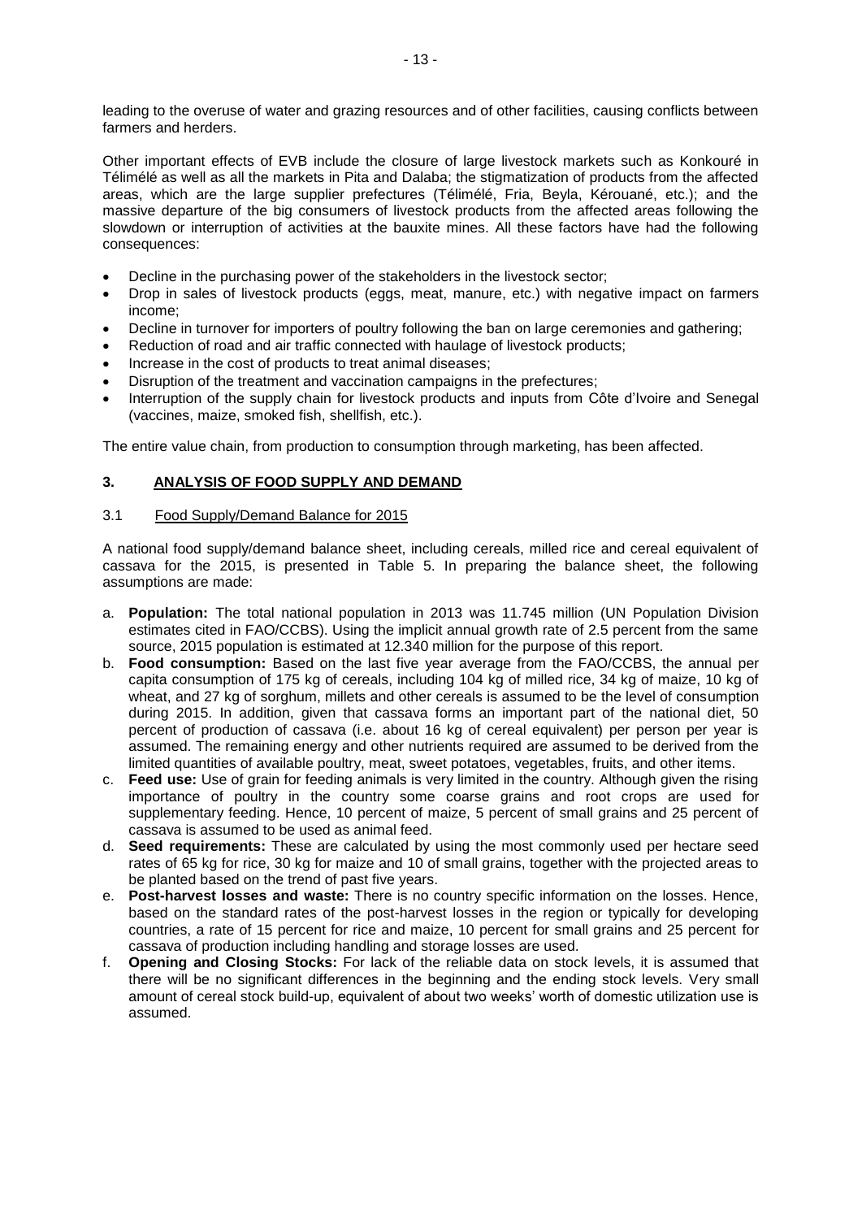leading to the overuse of water and grazing resources and of other facilities, causing conflicts between farmers and herders.

Other important effects of EVB include the closure of large livestock markets such as Konkouré in Télimélé as well as all the markets in Pita and Dalaba; the stigmatization of products from the affected areas, which are the large supplier prefectures (Télimélé, Fria, Beyla, Kérouané, etc.); and the massive departure of the big consumers of livestock products from the affected areas following the slowdown or interruption of activities at the bauxite mines. All these factors have had the following consequences:

- Decline in the purchasing power of the stakeholders in the livestock sector;
- Drop in sales of livestock products (eggs, meat, manure, etc.) with negative impact on farmers income;
- Decline in turnover for importers of poultry following the ban on large ceremonies and gathering;
- Reduction of road and air traffic connected with haulage of livestock products;
- Increase in the cost of products to treat animal diseases;
- Disruption of the treatment and vaccination campaigns in the prefectures;
- Interruption of the supply chain for livestock products and inputs from Côte d'Ivoire and Senegal (vaccines, maize, smoked fish, shellfish, etc.).

The entire value chain, from production to consumption through marketing, has been affected.

## 3. ANALYSIS OF FOOD SUPPLY AND DEMAND

### 3.1 Food Supply/Demand Balance for 2015

A national food supply/demand balance sheet, including cereals, milled rice and cereal equivalent of cassava for the 2015, is presented in Table 5. In preparing the balance sheet, the following assumptions are made:

a. **Population:** The total national population in 2013 was 11.745 million (UN Population Division estimates cited in FAO/CCBS). Using the implicit annual growth rate of 2.5 percent from the same source, 2015 population is estimated at 12.340 million for the purpose of this report.
b. **Food consumption:** Based on the last five year average from the FAO/CCBS, the annual per capita consumption of 175 kg of cereals, including 104 kg of milled rice, 34 kg of maize, 10 kg of wheat, and 27 kg of sorghum, millets and other cereals is assumed to be the level of consumption during 2015. In addition, given that cassava forms an important part of the national diet, 50 percent of production of cassava (i.e. about 16 kg of cereal equivalent) per person per year is assumed. The remaining energy and other nutrients required are assumed to be derived from the limited quantities of available poultry, meat, sweet potatoes, vegetables, fruits, and other items.
c. **Feed use:** Use of grain for feeding animals is very limited in the country. Although given the rising importance of poultry in the country some coarse grains and root crops are used for supplementary feeding. Hence, 10 percent of maize, 5 percent of small grains and 25 percent of cassava is assumed to be used as animal feed.
d. **Seed requirements:** These are calculated by using the most commonly used per hectare seed rates of 65 kg for rice, 30 kg for maize and 10 of small grains, together with the projected areas to be planted based on the trend of past five years.
e. **Post-harvest losses and waste:** There is no country specific information on the losses. Hence, based on the standard rates of the post-harvest losses in the region or typically for developing countries, a rate of 15 percent for rice and maize, 10 percent for small grains and 25 percent for cassava of production including handling and storage losses are used.
f. **Opening and Closing Stocks:** For lack of the reliable data on stock levels, it is assumed that there will be no significant differences in the beginning and the ending stock levels. Very small amount of cereal stock build-up, equivalent of about two weeks' worth of domestic utilization use is assumed.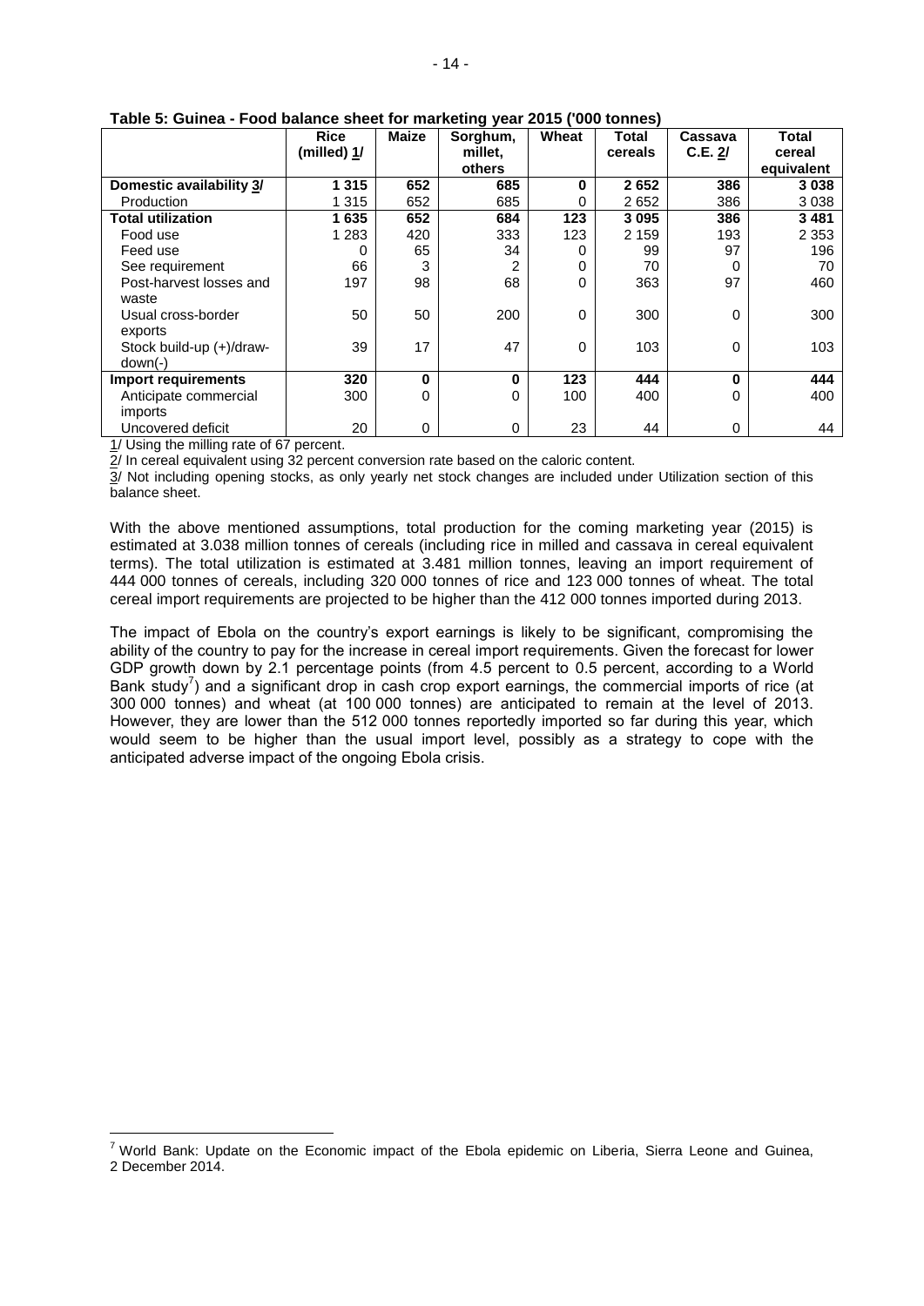**Table 5: Guinea - Food balance sheet for marketing year 2015 ('000 tonnes)**

| | Rice (milled) 1/ | Maize | Sorghum, millet, others | Wheat | Total cereals | Cassava C.E. 2/ | Total cereal equivalent |
|---|---|---|---|---|---|---|---|
| **Domestic availability 3/** | **1 315** | **652** | **685** | **0** | **2 652** | **386** | **3 038** |
| Production | 1 315 | 652 | 685 | 0 | 2 652 | 386 | 3 038 |
| **Total utilization** | **1 635** | **652** | **684** | **123** | **3 095** | **386** | **3 481** |
| Food use | 1 283 | 420 | 333 | 123 | 2 159 | 193 | 2 353 |
| Feed use | 0 | 65 | 34 | 0 | 99 | 97 | 196 |
| See requirement | 66 | 3 | 2 | 0 | 70 | 0 | 70 |
| Post-harvest losses and waste | 197 | 98 | 68 | 0 | 363 | 97 | 460 |
| Usual cross-border exports | 50 | 50 | 200 | 0 | 300 | 0 | 300 |
| Stock build-up (+)/draw-down(-) | 39 | 17 | 47 | 0 | 103 | 0 | 103 |
| **Import requirements** | **320** | **0** | **0** | **123** | **444** | **0** | **444** |
| Anticipate commercial imports | 300 | 0 | 0 | 100 | 400 | 0 | 400 |
| Uncovered deficit | 20 | 0 | 0 | 23 | 44 | 0 | 44 |

1/ Using the milling rate of 67 percent.

2/ In cereal equivalent using 32 percent conversion rate based on the caloric content.

3/ Not including opening stocks, as only yearly net stock changes are included under Utilization section of this balance sheet.

With the above mentioned assumptions, total production for the coming marketing year (2015) is estimated at 3.038 million tonnes of cereals (including rice in milled and cassava in cereal equivalent terms). The total utilization is estimated at 3.481 million tonnes, leaving an import requirement of 444 000 tonnes of cereals, including 320 000 tonnes of rice and 123 000 tonnes of wheat. The total cereal import requirements are projected to be higher than the 412 000 tonnes imported during 2013.

The impact of Ebola on the country's export earnings is likely to be significant, compromising the ability of the country to pay for the increase in cereal import requirements. Given the forecast for lower GDP growth down by 2.1 percentage points (from 4.5 percent to 0.5 percent, according to a World Bank study[7]) and a significant drop in cash crop export earnings, the commercial imports of rice (at 300 000 tonnes) and wheat (at 100 000 tonnes) are anticipated to remain at the level of 2013. However, they are lower than the 512 000 tonnes reportedly imported so far during this year, which would seem to be higher than the usual import level, possibly as a strategy to cope with the anticipated adverse impact of the ongoing Ebola crisis.

[7] World Bank: Update on the Economic impact of the Ebola epidemic on Liberia, Sierra Leone and Guinea, 2 December 2014.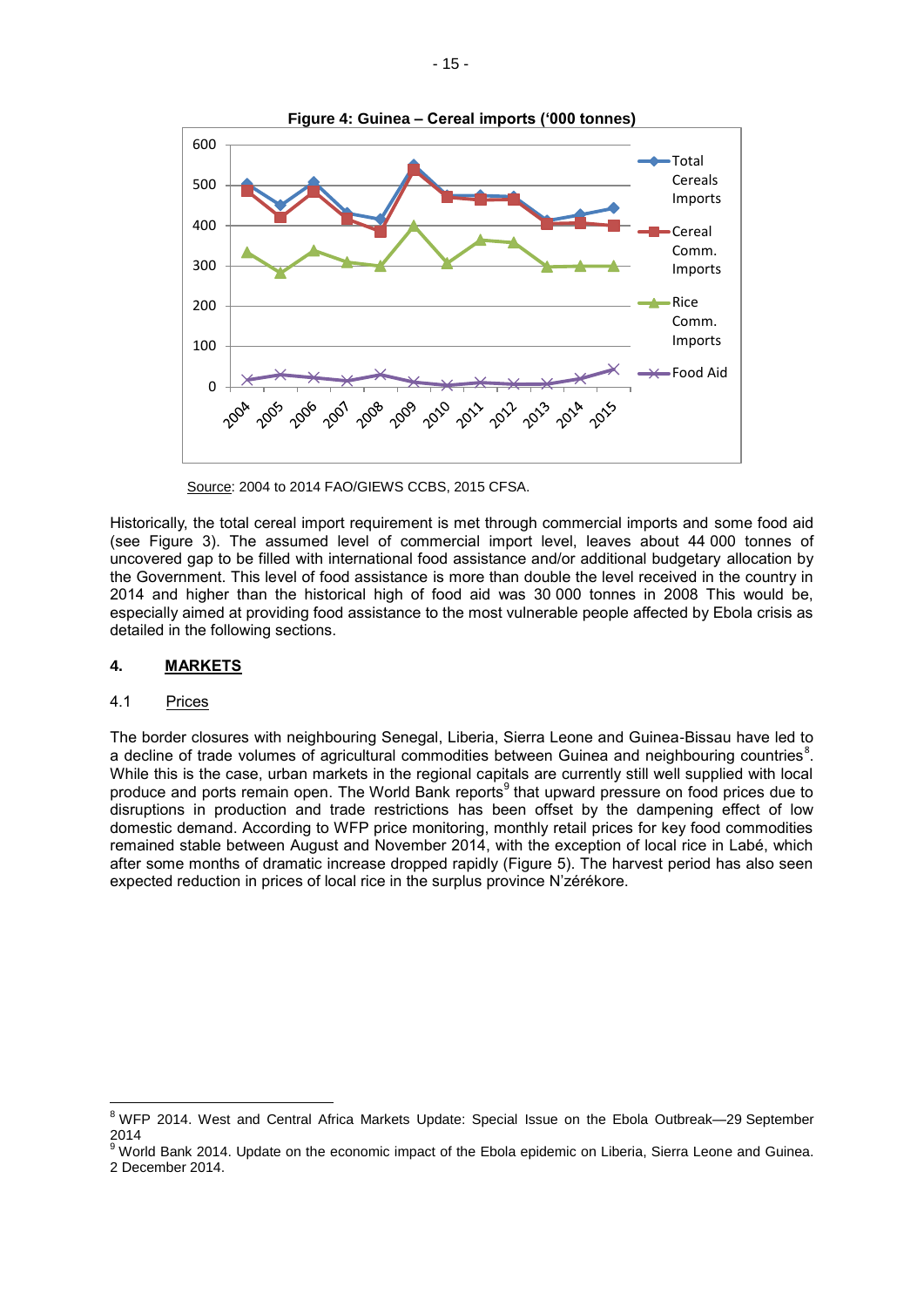**Figure 4: Guinea – Cereal imports ('000 tonnes)**

Source: 2004 to 2014 FAO/GIEWS CCBS, 2015 CFSA.

Historically, the total cereal import requirement is met through commercial imports and some food aid (see Figure 3). The assumed level of commercial import level, leaves about 44 000 tonnes of uncovered gap to be filled with international food assistance and/or additional budgetary allocation by the Government. This level of food assistance is more than double the level received in the country in 2014 and higher than the historical high of food aid was 30 000 tonnes in 2008 This would be, especially aimed at providing food assistance to the most vulnerable people affected by Ebola crisis as detailed in the following sections.

## 4. MARKETS

### 4.1 Prices

The border closures with neighbouring Senegal, Liberia, Sierra Leone and Guinea-Bissau have led to a decline of trade volumes of agricultural commodities between Guinea and neighbouring countries[8]. While this is the case, urban markets in the regional capitals are currently still well supplied with local produce and ports remain open. The World Bank reports[9] that upward pressure on food prices due to disruptions in production and trade restrictions has been offset by the dampening effect of low domestic demand. According to WFP price monitoring, monthly retail prices for key food commodities remained stable between August and November 2014, with the exception of local rice in Labé, which after some months of dramatic increase dropped rapidly (Figure 5). The harvest period has also seen expected reduction in prices of local rice in the surplus province N'zérékore.

[8] WFP 2014. West and Central Africa Markets Update: Special Issue on the Ebola Outbreak—29 September 2014

[9] World Bank 2014. Update on the economic impact of the Ebola epidemic on Liberia, Sierra Leone and Guinea. 2 December 2014.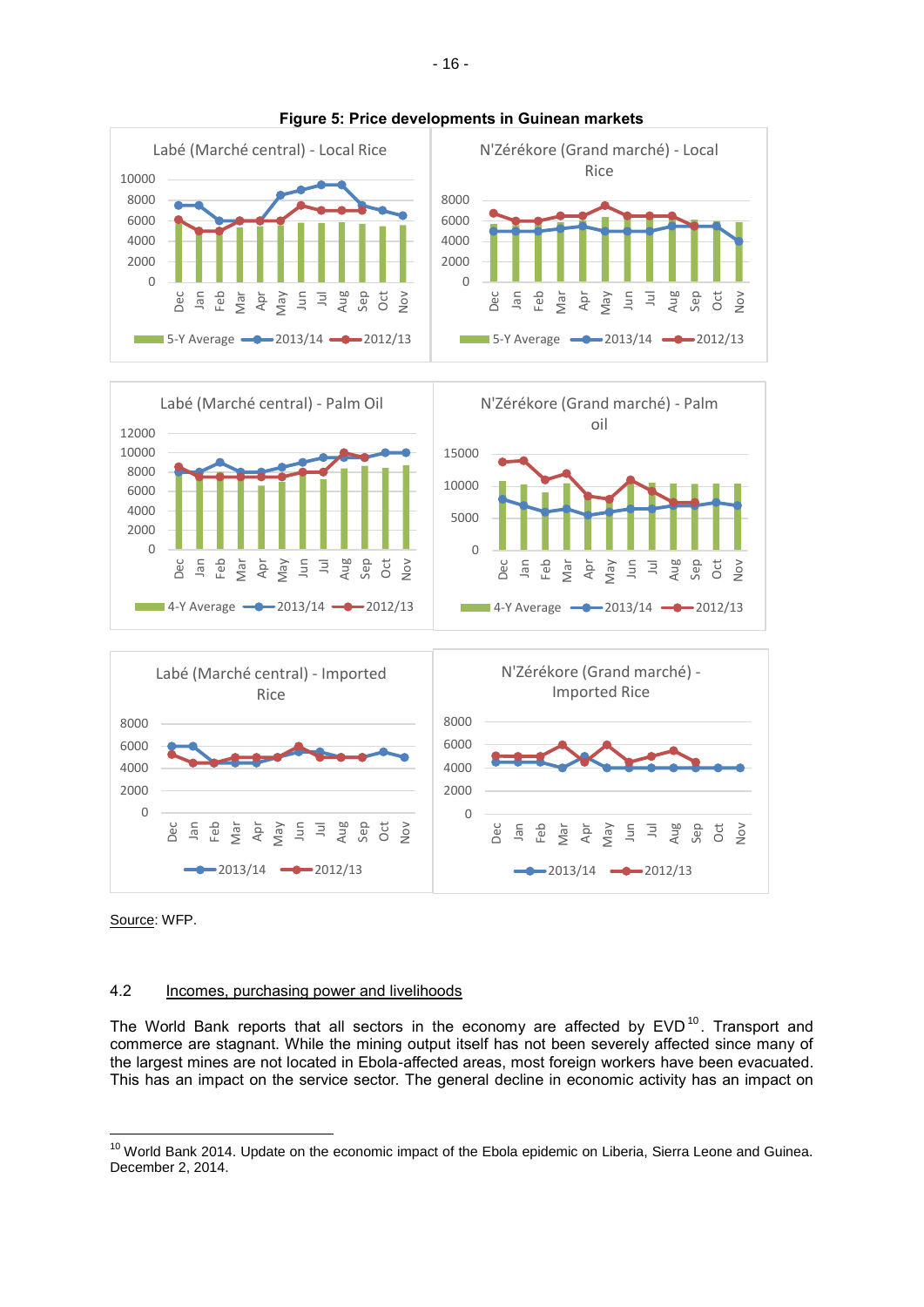**Figure 5: Price developments in Guinean markets**

Source: WFP.

### 4.2 Incomes, purchasing power and livelihoods

The World Bank reports that all sectors in the economy are affected by EVD[10]. Transport and commerce are stagnant. While the mining output itself has not been severely affected since many of the largest mines are not located in Ebola-affected areas, most foreign workers have been evacuated. This has an impact on the service sector. The general decline in economic activity has an impact on

[10] World Bank 2014. Update on the economic impact of the Ebola epidemic on Liberia, Sierra Leone and Guinea. December 2, 2014.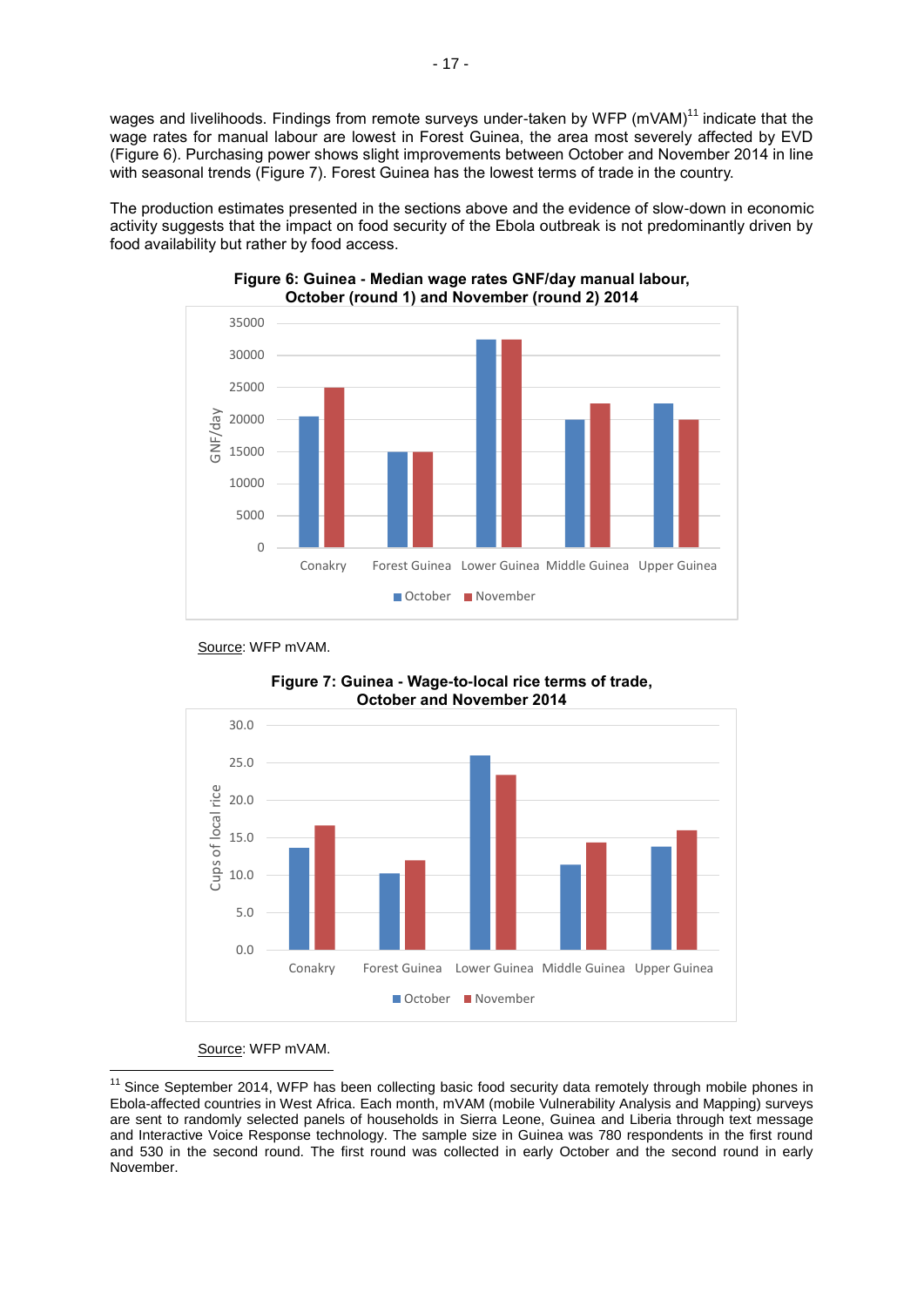wages and livelihoods. Findings from remote surveys under-taken by WFP (mVAM)[11] indicate that the wage rates for manual labour are lowest in Forest Guinea, the area most severely affected by EVD (Figure 6). Purchasing power shows slight improvements between October and November 2014 in line with seasonal trends (Figure 7). Forest Guinea has the lowest terms of trade in the country.

The production estimates presented in the sections above and the evidence of slow-down in economic activity suggests that the impact on food security of the Ebola outbreak is not predominantly driven by food availability but rather by food access.

**Figure 6: Guinea - Median wage rates GNF/day manual labour, October (round 1) and November (round 2) 2014**

Source: WFP mVAM.

**Figure 7: Guinea - Wage-to-local rice terms of trade, October and November 2014**

Source: WFP mVAM.

[11] Since September 2014, WFP has been collecting basic food security data remotely through mobile phones in Ebola-affected countries in West Africa. Each month, mVAM (mobile Vulnerability Analysis and Mapping) surveys are sent to randomly selected panels of households in Sierra Leone, Guinea and Liberia through text message and Interactive Voice Response technology. The sample size in Guinea was 780 respondents in the first round and 530 in the second round. The first round was collected in early October and the second round in early November.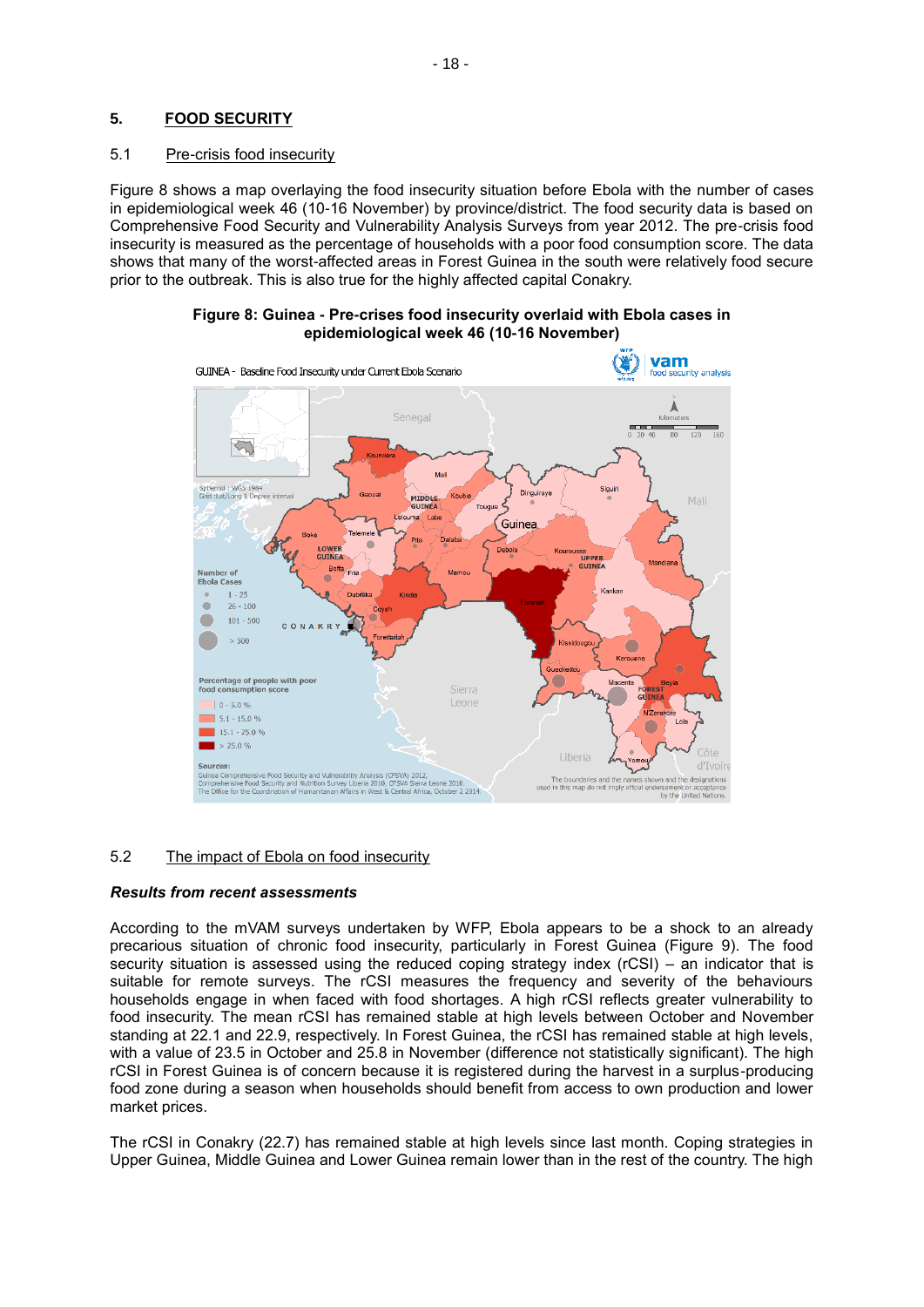## 5. FOOD SECURITY

### 5.1 Pre-crisis food insecurity

Figure 8 shows a map overlaying the food insecurity situation before Ebola with the number of cases in epidemiological week 46 (10-16 November) by province/district. The food security data is based on Comprehensive Food Security and Vulnerability Analysis Surveys from year 2012. The pre-crisis food insecurity is measured as the percentage of households with a poor food consumption score. The data shows that many of the worst-affected areas in Forest Guinea in the south were relatively food secure prior to the outbreak. This is also true for the highly affected capital Conakry.

**Figure 8: Guinea - Pre-crises food insecurity overlaid with Ebola cases in epidemiological week 46 (10-16 November)**

### 5.2 The impact of Ebola on food insecurity

***Results from recent assessments***

According to the mVAM surveys undertaken by WFP, Ebola appears to be a shock to an already precarious situation of chronic food insecurity, particularly in Forest Guinea (Figure 9). The food security situation is assessed using the reduced coping strategy index (rCSI) – an indicator that is suitable for remote surveys. The rCSI measures the frequency and severity of the behaviours households engage in when faced with food shortages. A high rCSI reflects greater vulnerability to food insecurity. The mean rCSI has remained stable at high levels between October and November standing at 22.1 and 22.9, respectively. In Forest Guinea, the rCSI has remained stable at high levels, with a value of 23.5 in October and 25.8 in November (difference not statistically significant). The high rCSI in Forest Guinea is of concern because it is registered during the harvest in a surplus-producing food zone during a season when households should benefit from access to own production and lower market prices.

The rCSI in Conakry (22.7) has remained stable at high levels since last month. Coping strategies in Upper Guinea, Middle Guinea and Lower Guinea remain lower than in the rest of the country. The high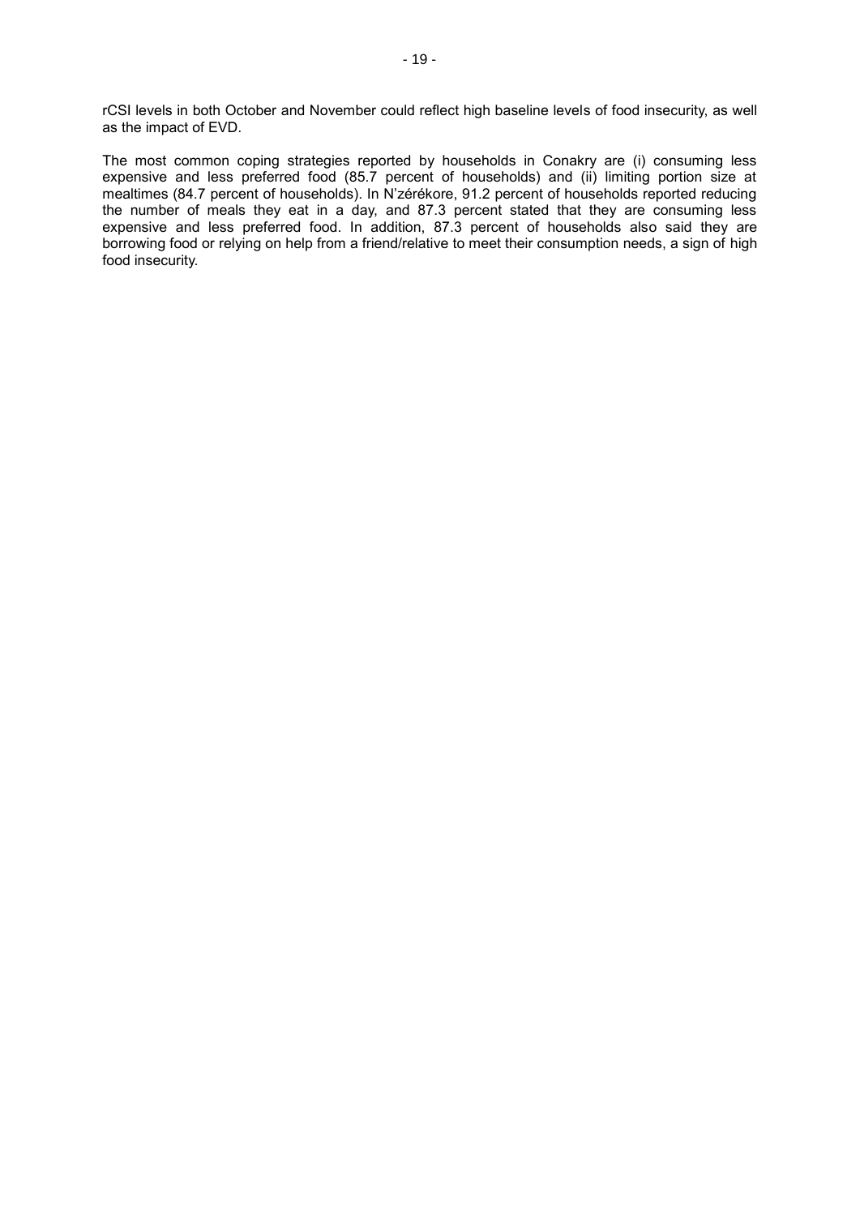rCSI levels in both October and November could reflect high baseline levels of food insecurity, as well as the impact of EVD.

The most common coping strategies reported by households in Conakry are (i) consuming less expensive and less preferred food (85.7 percent of households) and (ii) limiting portion size at mealtimes (84.7 percent of households). In N'zérékore, 91.2 percent of households reported reducing the number of meals they eat in a day, and 87.3 percent stated that they are consuming less expensive and less preferred food. In addition, 87.3 percent of households also said they are borrowing food or relying on help from a friend/relative to meet their consumption needs, a sign of high food insecurity.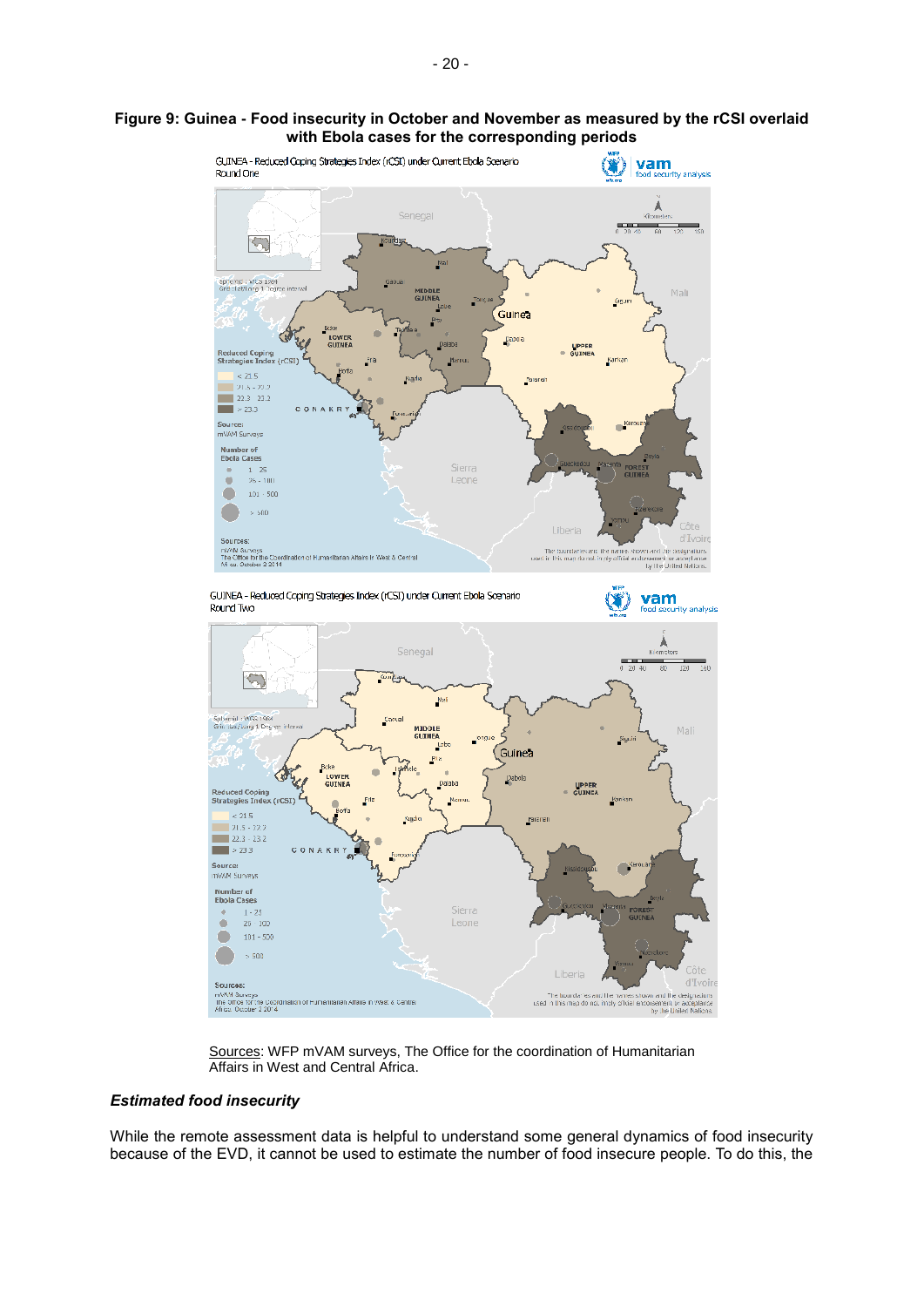**Figure 9: Guinea - Food insecurity in October and November as measured by the rCSI overlaid with Ebola cases for the corresponding periods**

Sources: WFP mVAM surveys, The Office for the coordination of Humanitarian Affairs in West and Central Africa.

### *Estimated food insecurity*

While the remote assessment data is helpful to understand some general dynamics of food insecurity because of the EVD, it cannot be used to estimate the number of food insecure people. To do this, the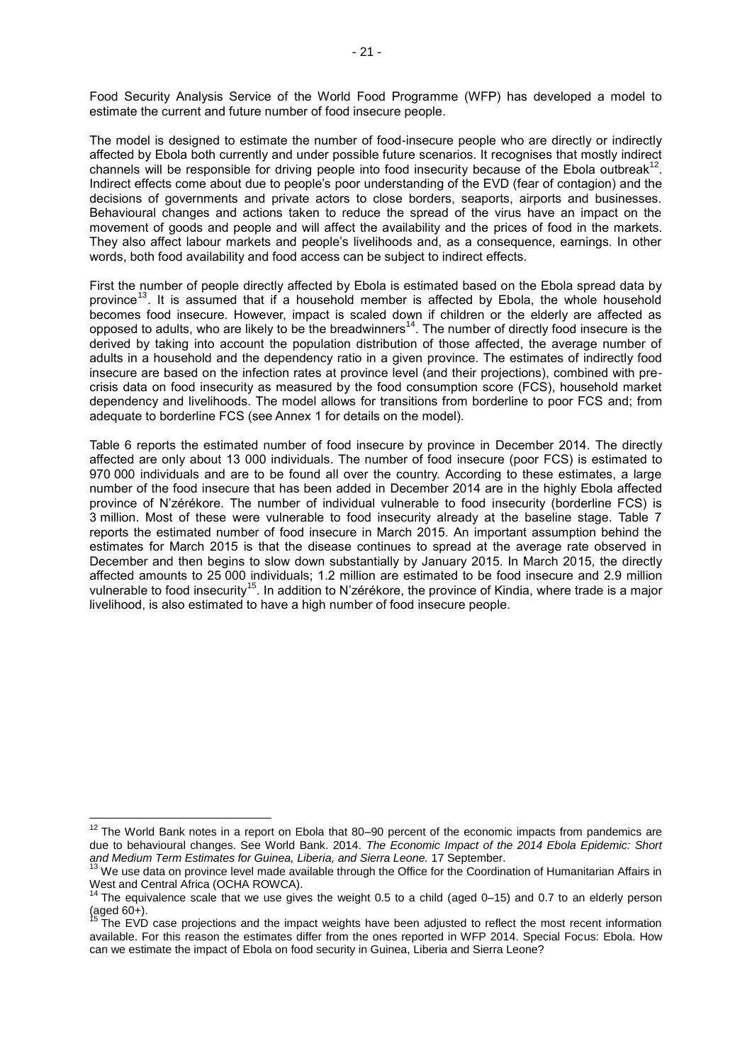Food Security Analysis Service of the World Food Programme (WFP) has developed a model to estimate the current and future number of food insecure people.

The model is designed to estimate the number of food-insecure people who are directly or indirectly affected by Ebola both currently and under possible future scenarios. It recognises that mostly indirect channels will be responsible for driving people into food insecurity because of the Ebola outbreak[12]. Indirect effects come about due to people's poor understanding of the EVD (fear of contagion) and the decisions of governments and private actors to close borders, seaports, airports and businesses. Behavioural changes and actions taken to reduce the spread of the virus have an impact on the movement of goods and people and will affect the availability and the prices of food in the markets. They also affect labour markets and people's livelihoods and, as a consequence, earnings. In other words, both food availability and food access can be subject to indirect effects.

First the number of people directly affected by Ebola is estimated based on the Ebola spread data by province[13]. It is assumed that if a household member is affected by Ebola, the whole household becomes food insecure. However, impact is scaled down if children or the elderly are affected as opposed to adults, who are likely to be the breadwinners[14]. The number of directly food insecure is the derived by taking into account the population distribution of those affected, the average number of adults in a household and the dependency ratio in a given province. The estimates of indirectly food insecure are based on the infection rates at province level (and their projections), combined with pre-crisis data on food insecurity as measured by the food consumption score (FCS), household market dependency and livelihoods. The model allows for transitions from borderline to poor FCS and; from adequate to borderline FCS (see Annex 1 for details on the model).

Table 6 reports the estimated number of food insecure by province in December 2014. The directly affected are only about 13 000 individuals. The number of food insecure (poor FCS) is estimated to 970 000 individuals and are to be found all over the country. According to these estimates, a large number of the food insecure that has been added in December 2014 are in the highly Ebola affected province of N'zérékore. The number of individual vulnerable to food insecurity (borderline FCS) is 3 million. Most of these were vulnerable to food insecurity already at the baseline stage. Table 7 reports the estimated number of food insecure in March 2015. An important assumption behind the estimates for March 2015 is that the disease continues to spread at the average rate observed in December and then begins to slow down substantially by January 2015. In March 2015, the directly affected amounts to 25 000 individuals; 1.2 million are estimated to be food insecure and 2.9 million vulnerable to food insecurity[15]. In addition to N'zérékore, the province of Kindia, where trade is a major livelihood, is also estimated to have a high number of food insecure people.

---

[12] The World Bank notes in a report on Ebola that 80–90 percent of the economic impacts from pandemics are due to behavioural changes. See World Bank. 2014. *The Economic Impact of the 2014 Ebola Epidemic: Short and Medium Term Estimates for Guinea, Liberia, and Sierra Leone.* 17 September.

[13] We use data on province level made available through the Office for the Coordination of Humanitarian Affairs in West and Central Africa (OCHA ROWCA).

[14] The equivalence scale that we use gives the weight 0.5 to a child (aged 0–15) and 0.7 to an elderly person (aged 60+).

[15] The EVD case projections and the impact weights have been adjusted to reflect the most recent information available. For this reason the estimates differ from the ones reported in WFP 2014. Special Focus: Ebola. How can we estimate the impact of Ebola on food security in Guinea, Liberia and Sierra Leone?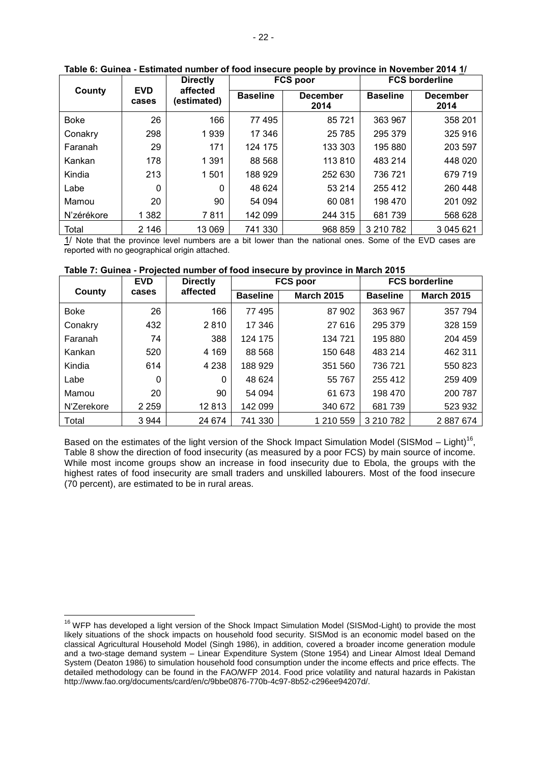**Table 6: Guinea - Estimated number of food insecure people by province in November 2014 1/**

| County | EVD cases | Directly affected (estimated) | FCS poor | | FCS borderline | |
|---|---|---|---|---|---|---|
| | | | Baseline | December 2014 | Baseline | December 2014 |
| Boke | 26 | 166 | 77 495 | 85 721 | 363 967 | 358 201 |
| Conakry | 298 | 1 939 | 17 346 | 25 785 | 295 379 | 325 916 |
| Faranah | 29 | 171 | 124 175 | 133 303 | 195 880 | 203 597 |
| Kankan | 178 | 1 391 | 88 568 | 113 810 | 483 214 | 448 020 |
| Kindia | 213 | 1 501 | 188 929 | 252 630 | 736 721 | 679 719 |
| Labe | 0 | 0 | 48 624 | 53 214 | 255 412 | 260 448 |
| Mamou | 20 | 90 | 54 094 | 60 081 | 198 470 | 201 092 |
| N'zérékore | 1 382 | 7 811 | 142 099 | 244 315 | 681 739 | 568 628 |
| Total | 2 146 | 13 069 | 741 330 | 968 859 | 3 210 782 | 3 045 621 |

1/ Note that the province level numbers are a bit lower than the national ones. Some of the EVD cases are reported with no geographical origin attached.

**Table 7: Guinea - Projected number of food insecure by province in March 2015**

| County | EVD cases | Directly affected | FCS poor | | FCS borderline | |
|---|---|---|---|---|---|---|
| | | | Baseline | March 2015 | Baseline | March 2015 |
| Boke | 26 | 166 | 77 495 | 87 902 | 363 967 | 357 794 |
| Conakry | 432 | 2 810 | 17 346 | 27 616 | 295 379 | 328 159 |
| Faranah | 74 | 388 | 124 175 | 134 721 | 195 880 | 204 459 |
| Kankan | 520 | 4 169 | 88 568 | 150 648 | 483 214 | 462 311 |
| Kindia | 614 | 4 238 | 188 929 | 351 560 | 736 721 | 550 823 |
| Labe | 0 | 0 | 48 624 | 55 767 | 255 412 | 259 409 |
| Mamou | 20 | 90 | 54 094 | 61 673 | 198 470 | 200 787 |
| N'Zerekore | 2 259 | 12 813 | 142 099 | 340 672 | 681 739 | 523 932 |
| Total | 3 944 | 24 674 | 741 330 | 1 210 559 | 3 210 782 | 2 887 674 |

Based on the estimates of the light version of the Shock Impact Simulation Model (SISMod – Light)[16], Table 8 show the direction of food insecurity (as measured by a poor FCS) by main source of income. While most income groups show an increase in food insecurity due to Ebola, the groups with the highest rates of food insecurity are small traders and unskilled labourers. Most of the food insecure (70 percent), are estimated to be in rural areas.

[16] WFP has developed a light version of the Shock Impact Simulation Model (SISMod-Light) to provide the most likely situations of the shock impacts on household food security. SISMod is an economic model based on the classical Agricultural Household Model (Singh 1986), in addition, covered a broader income generation module and a two-stage demand system – Linear Expenditure System (Stone 1954) and Linear Almost Ideal Demand System (Deaton 1986) to simulation household food consumption under the income effects and price effects. The detailed methodology can be found in the FAO/WFP 2014. Food price volatility and natural hazards in Pakistan http://www.fao.org/documents/card/en/c/9bbe0876-770b-4c97-8b52-c296ee94207d/.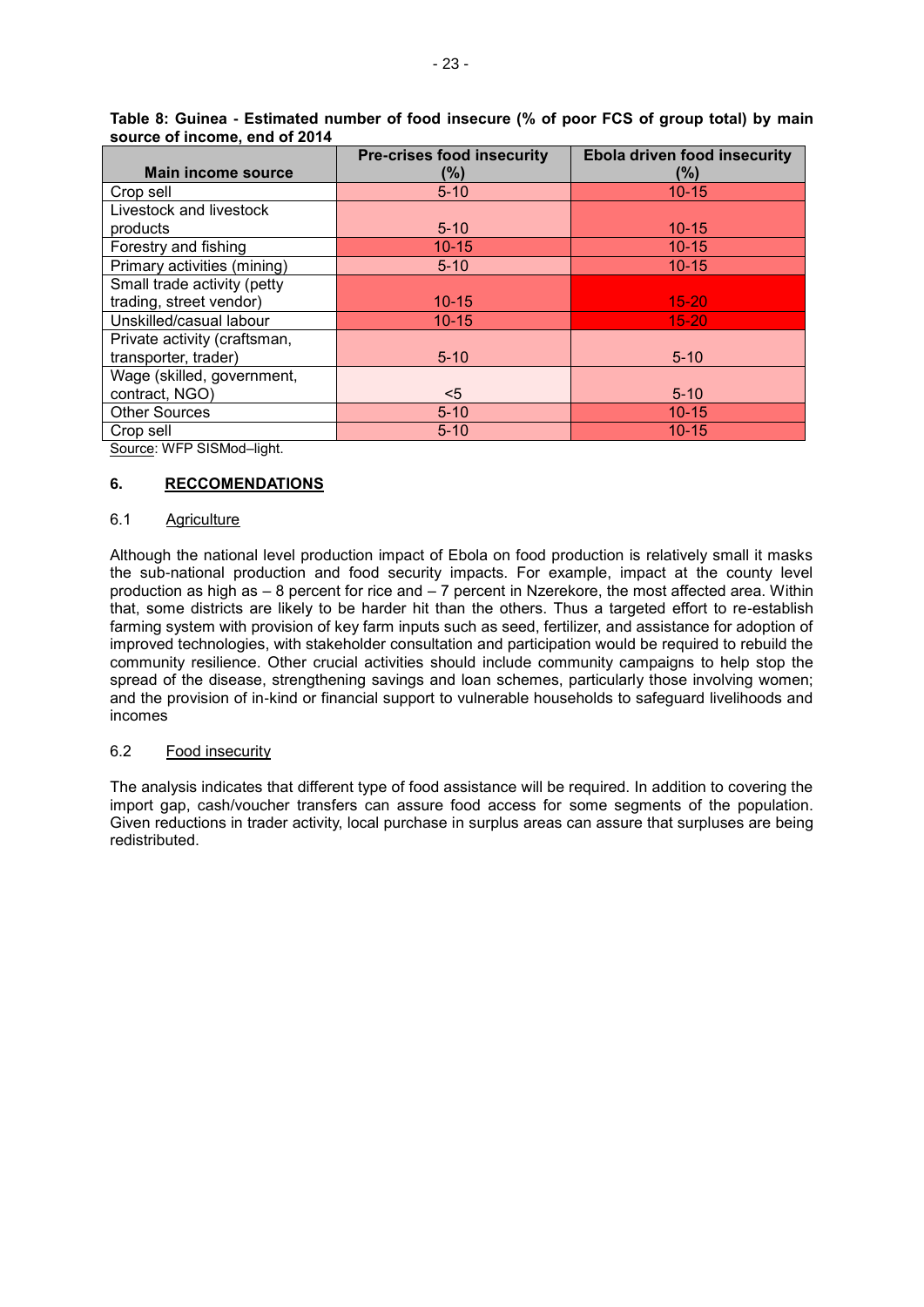**Table 8: Guinea - Estimated number of food insecure (% of poor FCS of group total) by main source of income, end of 2014**

| Main income source | Pre-crises food insecurity (%) | Ebola driven food insecurity (%) |
|---|---|---|
| Crop sell | 5-10 | 10-15 |
| Livestock and livestock products | 5-10 | 10-15 |
| Forestry and fishing | 10-15 | 10-15 |
| Primary activities (mining) | 5-10 | 10-15 |
| Small trade activity (petty trading, street vendor) | 10-15 | 15-20 |
| Unskilled/casual labour | 10-15 | 15-20 |
| Private activity (craftsman, transporter, trader) | 5-10 | 5-10 |
| Wage (skilled, government, contract, NGO) | <5 | 5-10 |
| Other Sources | 5-10 | 10-15 |
| Crop sell | 5-10 | 10-15 |

Source: WFP SISMod–light.

## 6. RECCOMENDATIONS

### 6.1 Agriculture

Although the national level production impact of Ebola on food production is relatively small it masks the sub-national production and food security impacts. For example, impact at the county level production as high as – 8 percent for rice and – 7 percent in Nzerekore, the most affected area. Within that, some districts are likely to be harder hit than the others. Thus a targeted effort to re-establish farming system with provision of key farm inputs such as seed, fertilizer, and assistance for adoption of improved technologies, with stakeholder consultation and participation would be required to rebuild the community resilience. Other crucial activities should include community campaigns to help stop the spread of the disease, strengthening savings and loan schemes, particularly those involving women; and the provision of in-kind or financial support to vulnerable households to safeguard livelihoods and incomes

### 6.2 Food insecurity

The analysis indicates that different type of food assistance will be required. In addition to covering the import gap, cash/voucher transfers can assure food access for some segments of the population. Given reductions in trader activity, local purchase in surplus areas can assure that surpluses are being redistributed.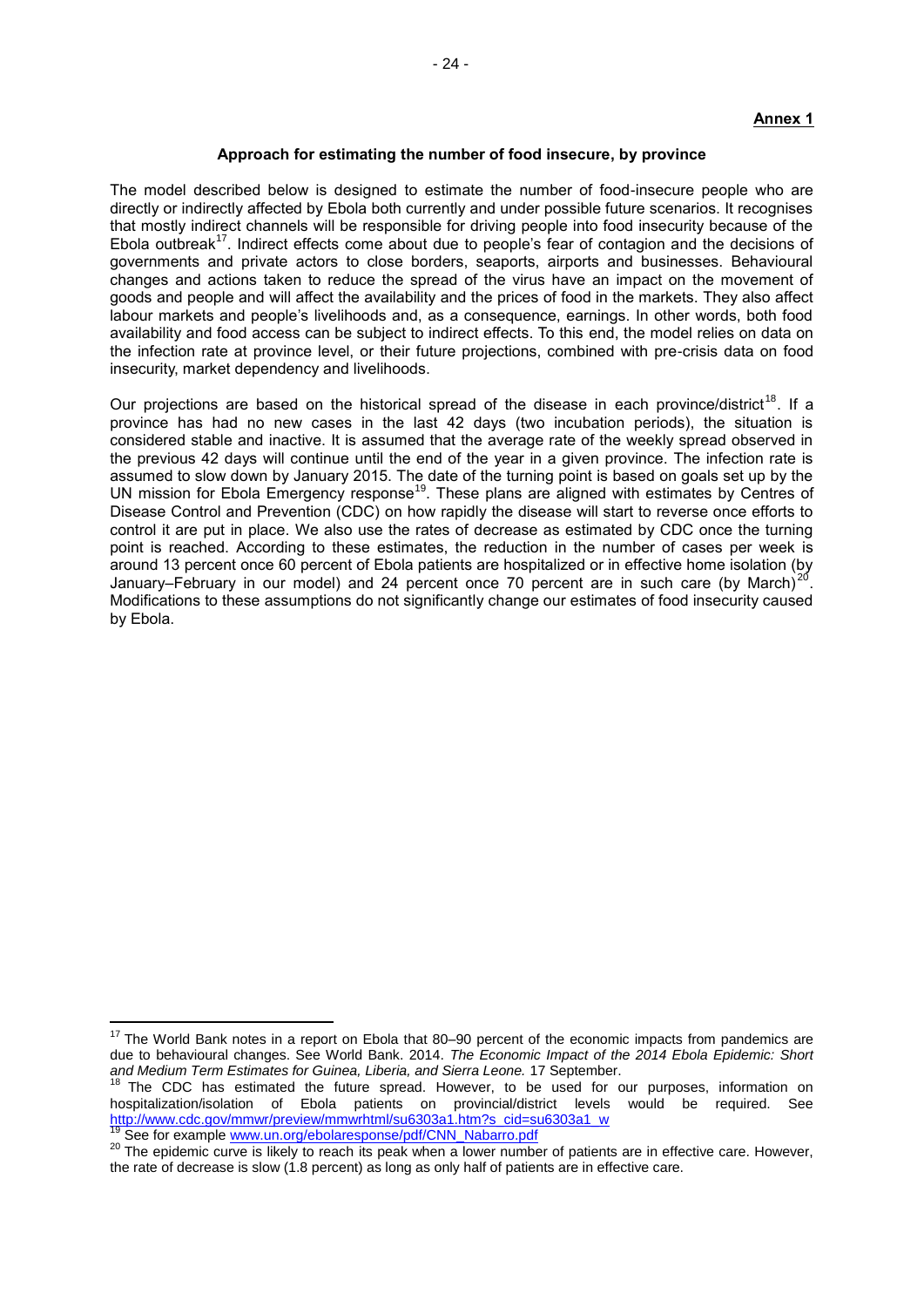**Annex 1**

**Approach for estimating the number of food insecure, by province**

The model described below is designed to estimate the number of food-insecure people who are directly or indirectly affected by Ebola both currently and under possible future scenarios. It recognises that mostly indirect channels will be responsible for driving people into food insecurity because of the Ebola outbreak[17]. Indirect effects come about due to people's fear of contagion and the decisions of governments and private actors to close borders, seaports, airports and businesses. Behavioural changes and actions taken to reduce the spread of the virus have an impact on the movement of goods and people and will affect the availability and the prices of food in the markets. They also affect labour markets and people's livelihoods and, as a consequence, earnings. In other words, both food availability and food access can be subject to indirect effects. To this end, the model relies on data on the infection rate at province level, or their future projections, combined with pre-crisis data on food insecurity, market dependency and livelihoods.

Our projections are based on the historical spread of the disease in each province/district[18]. If a province has had no new cases in the last 42 days (two incubation periods), the situation is considered stable and inactive. It is assumed that the average rate of the weekly spread observed in the previous 42 days will continue until the end of the year in a given province. The infection rate is assumed to slow down by January 2015. The date of the turning point is based on goals set up by the UN mission for Ebola Emergency response[19]. These plans are aligned with estimates by Centres of Disease Control and Prevention (CDC) on how rapidly the disease will start to reverse once efforts to control it are put in place. We also use the rates of decrease as estimated by CDC once the turning point is reached. According to these estimates, the reduction in the number of cases per week is around 13 percent once 60 percent of Ebola patients are hospitalized or in effective home isolation (by January–February in our model) and 24 percent once 70 percent are in such care (by March)[20]. Modifications to these assumptions do not significantly change our estimates of food insecurity caused by Ebola.

---

[17] The World Bank notes in a report on Ebola that 80–90 percent of the economic impacts from pandemics are due to behavioural changes. See World Bank. 2014. *The Economic Impact of the 2014 Ebola Epidemic: Short and Medium Term Estimates for Guinea, Liberia, and Sierra Leone.* 17 September.

[18] The CDC has estimated the future spread. However, to be used for our purposes, information on hospitalization/isolation of Ebola patients on provincial/district levels would be required. See http://www.cdc.gov/mmwr/preview/mmwrhtml/su6303a1.htm?s_cid=su6303a1_w

[19] See for example www.un.org/ebolaresponse/pdf/CNN_Nabarro.pdf

[20] The epidemic curve is likely to reach its peak when a lower number of patients are in effective care. However, the rate of decrease is slow (1.8 percent) as long as only half of patients are in effective care.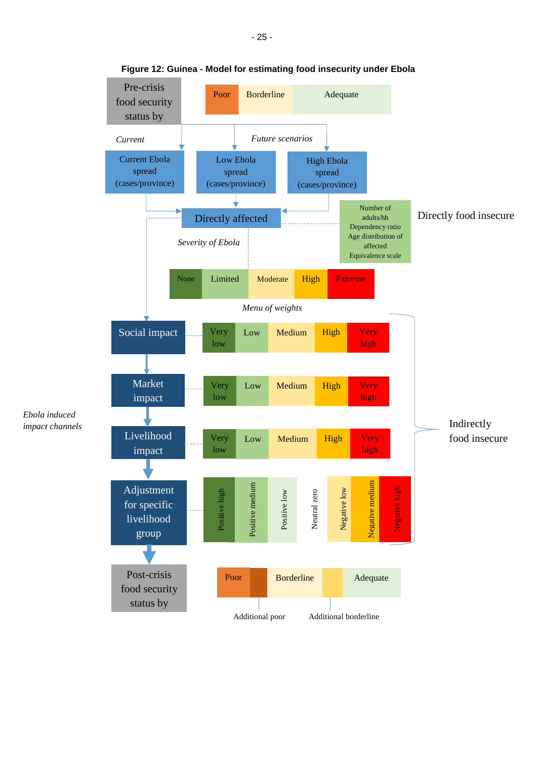**Figure 12: Guinea - Model for estimating food insecurity under Ebola**

Pre-crisis food security status by

Poor | Borderline | Adequate

*Current*

*Future scenarios*

Current Ebola spread (cases/province)

Low Ebola spread (cases/province)

High Ebola spread (cases/province)

Directly affected

Number of adults/hh
Dependency ratio
Age distribution of affected
Equivalence scale

Directly food insecure

*Severity of Ebola*

None | Limited | Moderate | High | Extreme

*Menu of weights*

*Ebola induced impact channels*

Social impact: Very low | Low | Medium | High | Very high

Market impact: Very low | Low | Medium | High | Very high

Livelihood impact: Very low | Low | Medium | High | Very high

Adjustment for specific livelihood group: Positive high | Positive medium | Positive low | Neutral zero | Negative low | Negative medium | Negative high

Indirectly food insecure

Post-crisis food security status by

Poor | Borderline | Adequate

Additional poor

Additional borderline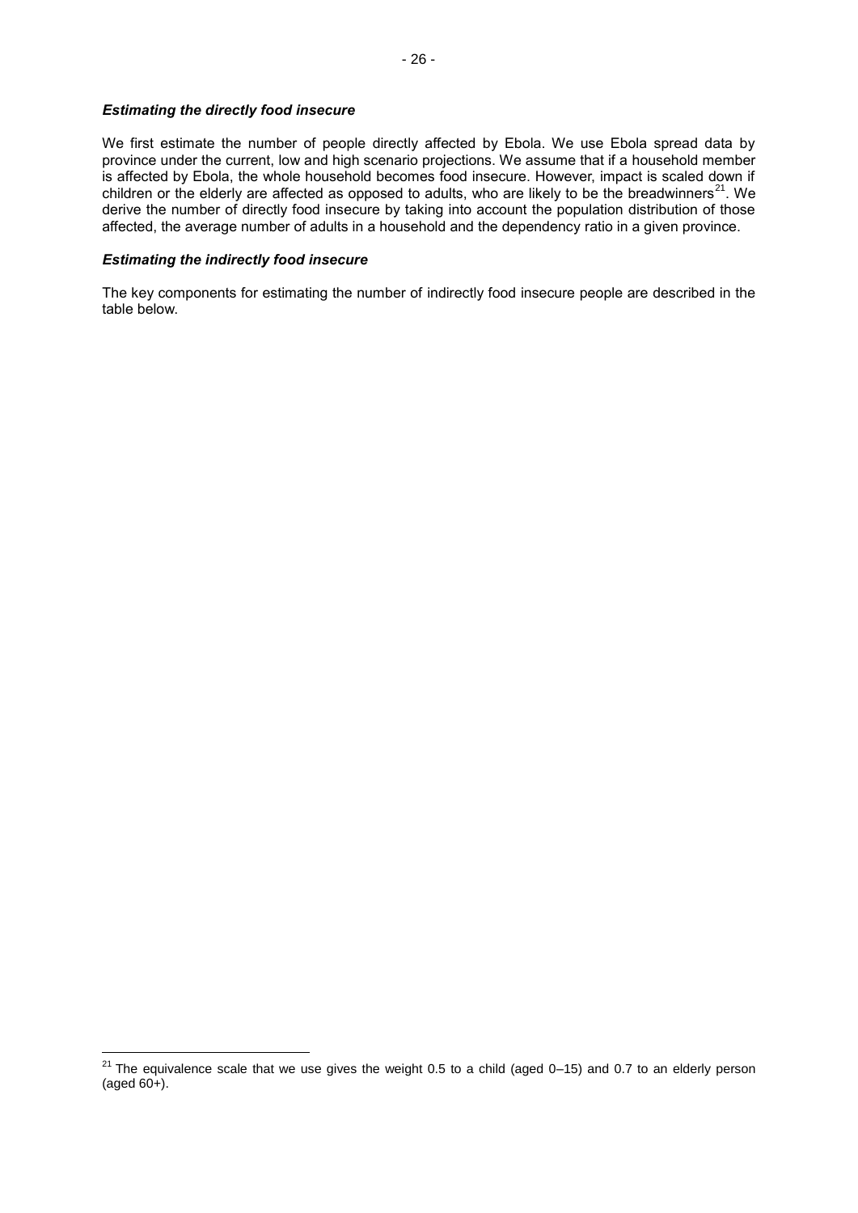### *Estimating the directly food insecure*

We first estimate the number of people directly affected by Ebola. We use Ebola spread data by province under the current, low and high scenario projections. We assume that if a household member is affected by Ebola, the whole household becomes food insecure. However, impact is scaled down if children or the elderly are affected as opposed to adults, who are likely to be the breadwinners[21]. We derive the number of directly food insecure by taking into account the population distribution of those affected, the average number of adults in a household and the dependency ratio in a given province.

### *Estimating the indirectly food insecure*

The key components for estimating the number of indirectly food insecure people are described in the table below.

[21] The equivalence scale that we use gives the weight 0.5 to a child (aged 0–15) and 0.7 to an elderly person (aged 60+).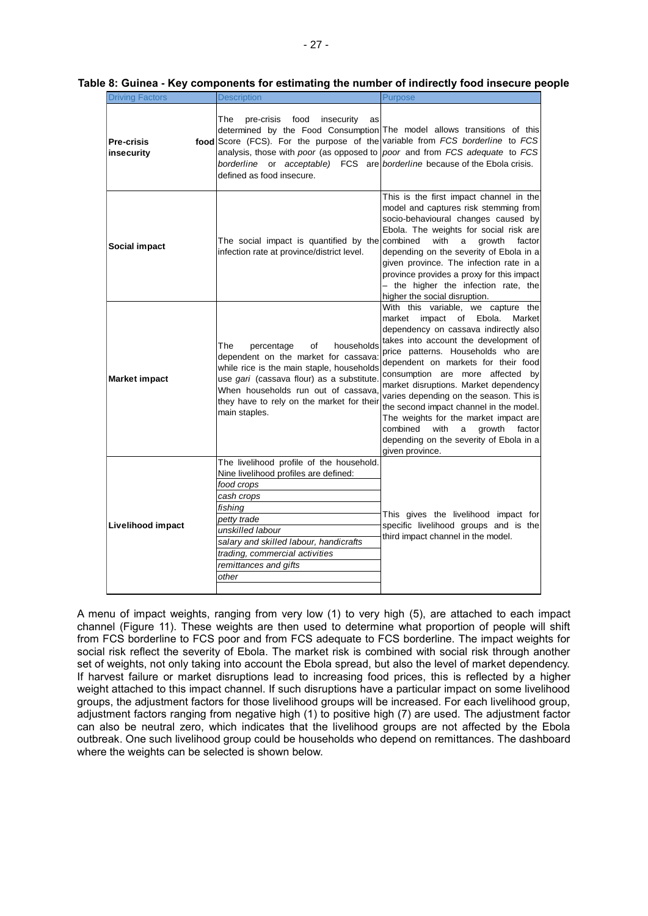**Table 8: Guinea - Key components for estimating the number of indirectly food insecure people**

| Driving Factors | Description | Purpose |
|---|---|---|
| **Pre-crisis food insecurity** | The pre-crisis food insecurity as determined by the Food Consumption Score (FCS). For the purpose of the analysis, those with *poor* (as opposed to *borderline* or *acceptable)* FCS are defined as food insecure. | The model allows transitions of this variable from *FCS borderline* to *FCS poor* and from *FCS adequate* to *FCS borderline* because of the Ebola crisis. |
| **Social impact** | The social impact is quantified by the infection rate at province/district level. | This is the first impact channel in the model and captures risk stemming from socio-behavioural changes caused by Ebola. The weights for social risk are combined with a growth factor depending on the severity of Ebola in a given province. The infection rate in a province provides a proxy for this impact – the higher the infection rate, the higher the social disruption. |
| **Market impact** | The percentage of households dependent on the market for cassava: while rice is the main staple, households use *gari* (cassava flour) as a substitute. When households run out of cassava, they have to rely on the market for their main staples. | With this variable, we capture the market impact of Ebola. Market dependency on cassava indirectly also takes into account the development of price patterns. Households who are dependent on markets for their food consumption are more affected by market disruptions. Market dependency varies depending on the season. This is the second impact channel in the model. The weights for the market impact are combined with a growth factor depending on the severity of Ebola in a given province. |
| **Livelihood impact** | The livelihood profile of the household. Nine livelihood profiles are defined:<br>*food crops*<br>*cash crops*<br>*fishing*<br>*petty trade*<br>*unskilled labour*<br>*salary and skilled labour, handicrafts*<br>*trading, commercial activities*<br>*remittances and gifts*<br>*other* | This gives the livelihood impact for specific livelihood groups and is the third impact channel in the model. |

A menu of impact weights, ranging from very low (1) to very high (5), are attached to each impact channel (Figure 11). These weights are then used to determine what proportion of people will shift from FCS borderline to FCS poor and from FCS adequate to FCS borderline. The impact weights for social risk reflect the severity of Ebola. The market risk is combined with social risk through another set of weights, not only taking into account the Ebola spread, but also the level of market dependency. If harvest failure or market disruptions lead to increasing food prices, this is reflected by a higher weight attached to this impact channel. If such disruptions have a particular impact on some livelihood groups, the adjustment factors for those livelihood groups will be increased. For each livelihood group, adjustment factors ranging from negative high (1) to positive high (7) are used. The adjustment factor can also be neutral zero, which indicates that the livelihood groups are not affected by the Ebola outbreak. One such livelihood group could be households who depend on remittances. The dashboard where the weights can be selected is shown below.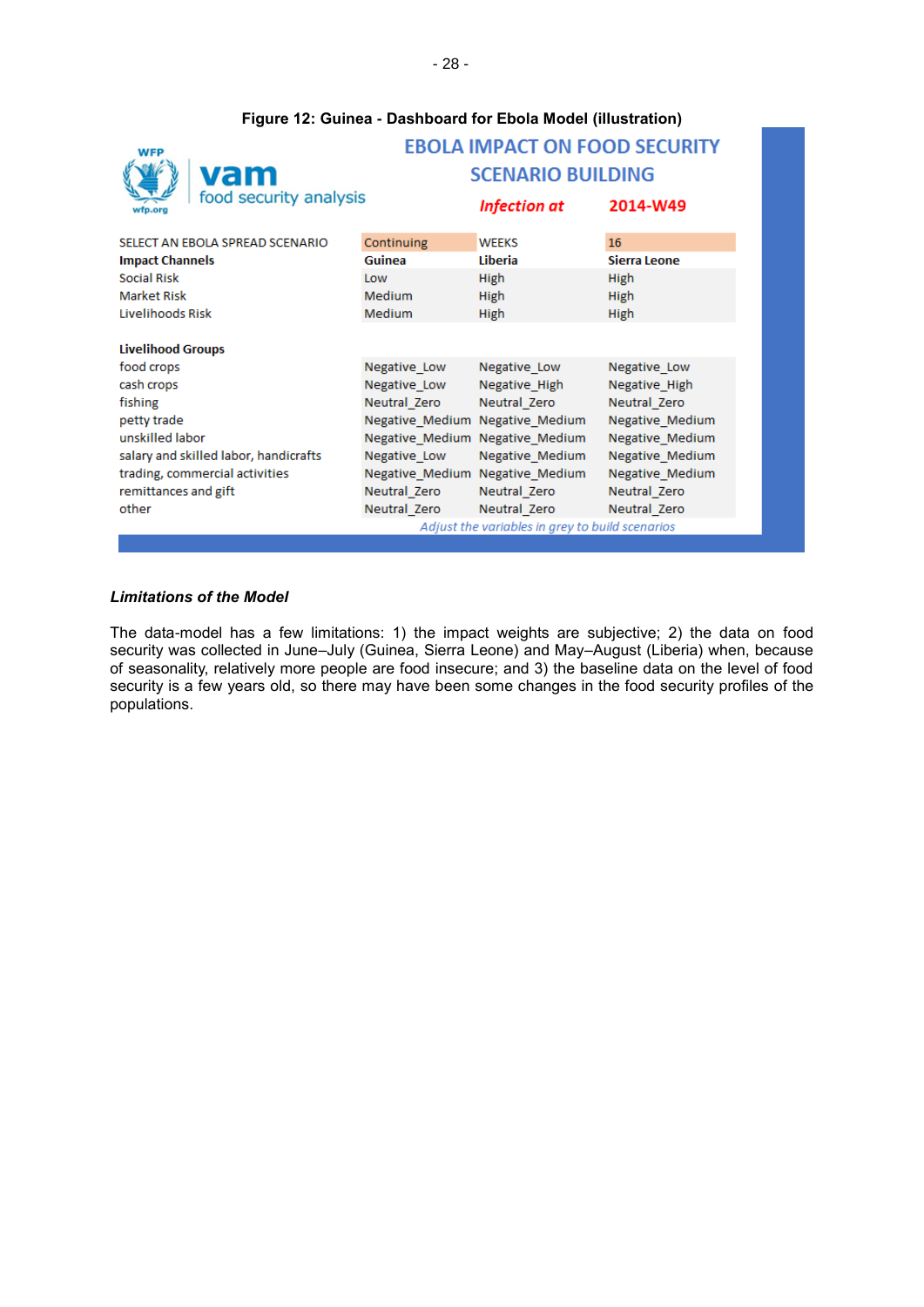**Figure 12: Guinea - Dashboard for Ebola Model (illustration)**

WFP vam food security analysis wfp.org

EBOLA IMPACT ON FOOD SECURITY
SCENARIO BUILDING

*Infection at* 2014-W49

| | | | |
|---|---|---|---|
| SELECT AN EBOLA SPREAD SCENARIO | Continuing | WEEKS | 16 |
| **Impact Channels** | **Guinea** | **Liberia** | **Sierra Leone** |
| Social Risk | Low | High | High |
| Market Risk | Medium | High | High |
| Livelihoods Risk | Medium | High | High |
| | | | |
| **Livelihood Groups** | | | |
| food crops | Negative_Low | Negative_Low | Negative_Low |
| cash crops | Negative_Low | Negative_High | Negative_High |
| fishing | Neutral_Zero | Neutral_Zero | Neutral_Zero |
| petty trade | Negative_Medium | Negative_Medium | Negative_Medium |
| unskilled labor | Negative_Medium | Negative_Medium | Negative_Medium |
| salary and skilled labor, handicrafts | Negative_Low | Negative_Medium | Negative_Medium |
| trading, commercial activities | Negative_Medium | Negative_Medium | Negative_Medium |
| remittances and gift | Neutral_Zero | Neutral_Zero | Neutral_Zero |
| other | Neutral_Zero | Neutral_Zero | Neutral_Zero |

*Adjust the variables in grey to build scenarios*

***Limitations of the Model***

The data-model has a few limitations: 1) the impact weights are subjective; 2) the data on food security was collected in June–July (Guinea, Sierra Leone) and May–August (Liberia) when, because of seasonality, relatively more people are food insecure; and 3) the baseline data on the level of food security is a few years old, so there may have been some changes in the food security profiles of the populations.